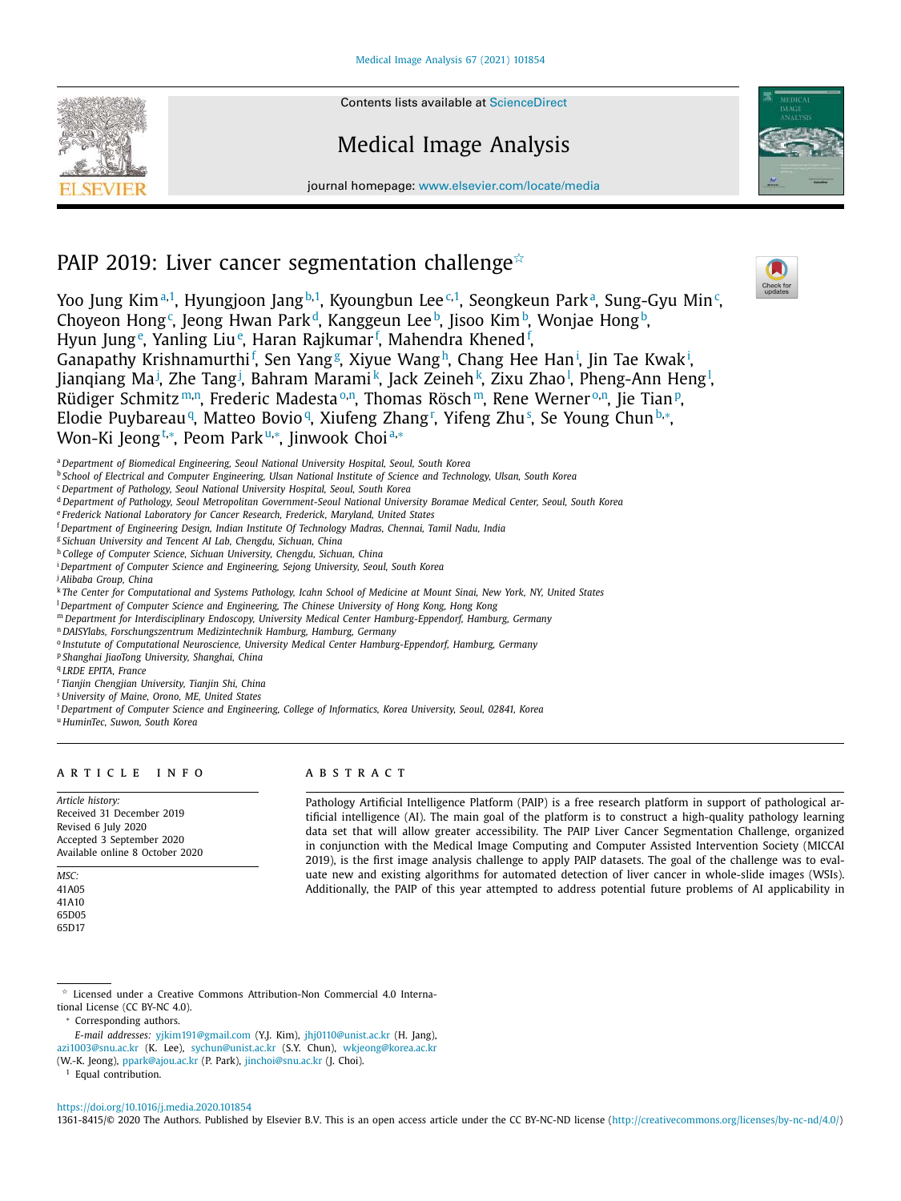# PAIP 2019: Liver cancer segmentation challenge[☆]

Yoo Jung Kim[a,1], Hyungjoon Jang[b,1], Kyoungbun Lee[c,1], Seongkeun Park[a], Sung-Gyu Min[c], Choyeon Hong[c], Jeong Hwan Park[d], Kanggeun Lee[b], Jisoo Kim[b], Wonjae Hong[b], Hyun Jung[e], Yanling Liu[e], Haran Rajkumar[f], Mahendra Khened[f], Ganapathy Krishnamurthi[f], Sen Yang[g], Xiyue Wang[h], Chang Hee Han[i], Jin Tae Kwak[i], Jianqiang Ma[j], Zhe Tang[j], Bahram Marami[k], Jack Zeineh[k], Zixu Zhao[l], Pheng-Ann Heng[l], Rüdiger Schmitz[m,n], Frederic Madesta[o,n], Thomas Rösch[m], Rene Werner[o,n], Jie Tian[p], Elodie Puybareau[q], Matteo Bovio[q], Xiufeng Zhang[r], Yifeng Zhu[s], Se Young Chun[b,*], Won-Ki Jeong[t,*], Peom Park[u,*], Jinwook Choi[a,*]

[a] Department of Biomedical Engineering, Seoul National University Hospital, Seoul, South Korea
[b] School of Electrical and Computer Engineering, Ulsan National Institute of Science and Technology, Ulsan, South Korea
[c] Department of Pathology, Seoul National University Hospital, Seoul, South Korea
[d] Department of Pathology, Seoul Metropolitan Government-Seoul National University Boramae Medical Center, Seoul, South Korea
[e] Frederick National Laboratory for Cancer Research, Frederick, Maryland, United States
[f] Department of Engineering Design, Indian Institute Of Technology Madras, Chennai, Tamil Nadu, India
[g] Sichuan University and Tencent AI Lab, Chengdu, Sichuan, China
[h] College of Computer Science, Sichuan University, Chengdu, Sichuan, China
[i] Department of Computer Science and Engineering, Sejong University, Seoul, South Korea
[j] Alibaba Group, China
[k] The Center for Computational and Systems Pathology, Icahn School of Medicine at Mount Sinai, New York, NY, United States
[l] Department of Computer Science and Engineering, The Chinese University of Hong Kong, Hong Kong
[m] Department for Interdisciplinary Endoscopy, University Medical Center Hamburg-Eppendorf, Hamburg, Germany
[n] DAISYlabs, Forschungszentrum Medizintechnik Hamburg, Hamburg, Germany
[o] Instutute of Computational Neuroscience, University Medical Center Hamburg-Eppendorf, Hamburg, Germany
[p] Shanghai JiaoTong University, Shanghai, China
[q] LRDE EPITA, France
[r] Tianjin Chengjian University, Tianjin Shi, China
[s] University of Maine, Orono, ME, United States
[t] Department of Computer Science and Engineering, College of Informatics, Korea University, Seoul, 02841, Korea
[u] HuminTec, Suwon, South Korea

## ARTICLE INFO

*Article history:*
Received 31 December 2019
Revised 6 July 2020
Accepted 3 September 2020
Available online 8 October 2020

*MSC:*
41A05
41A10
65D05
65D17

## ABSTRACT

Pathology Artificial Intelligence Platform (PAIP) is a free research platform in support of pathological artificial intelligence (AI). The main goal of the platform is to construct a high-quality pathology learning data set that will allow greater accessibility. The PAIP Liver Cancer Segmentation Challenge, organized in conjunction with the Medical Image Computing and Computer Assisted Intervention Society (MICCAI 2019), is the first image analysis challenge to apply PAIP datasets. The goal of the challenge was to evaluate new and existing algorithms for automated detection of liver cancer in whole-slide images (WSIs). Additionally, the PAIP of this year attempted to address potential future problems of AI applicability in

[☆] Licensed under a Creative Commons Attribution-Non Commercial 4.0 International License (CC BY-NC 4.0).
[*] Corresponding authors.
*E-mail addresses:* yjkim191@gmail.com (Y.J. Kim), jhj0110@unist.ac.kr (H. Jang), azi1003@snu.ac.kr (K. Lee), sychun@unist.ac.kr (S.Y. Chun), wkjeong@korea.ac.kr (W.-K. Jeong), ppark@ajou.ac.kr (P. Park), jinchoi@snu.ac.kr (J. Choi).
[1] Equal contribution.

https://doi.org/10.1016/j.media.2020.101854
1361-8415/© 2020 The Authors. Published by Elsevier B.V. This is an open access article under the CC BY-NC-ND license (http://creativecommons.org/licenses/by-nc-nd/4.0/)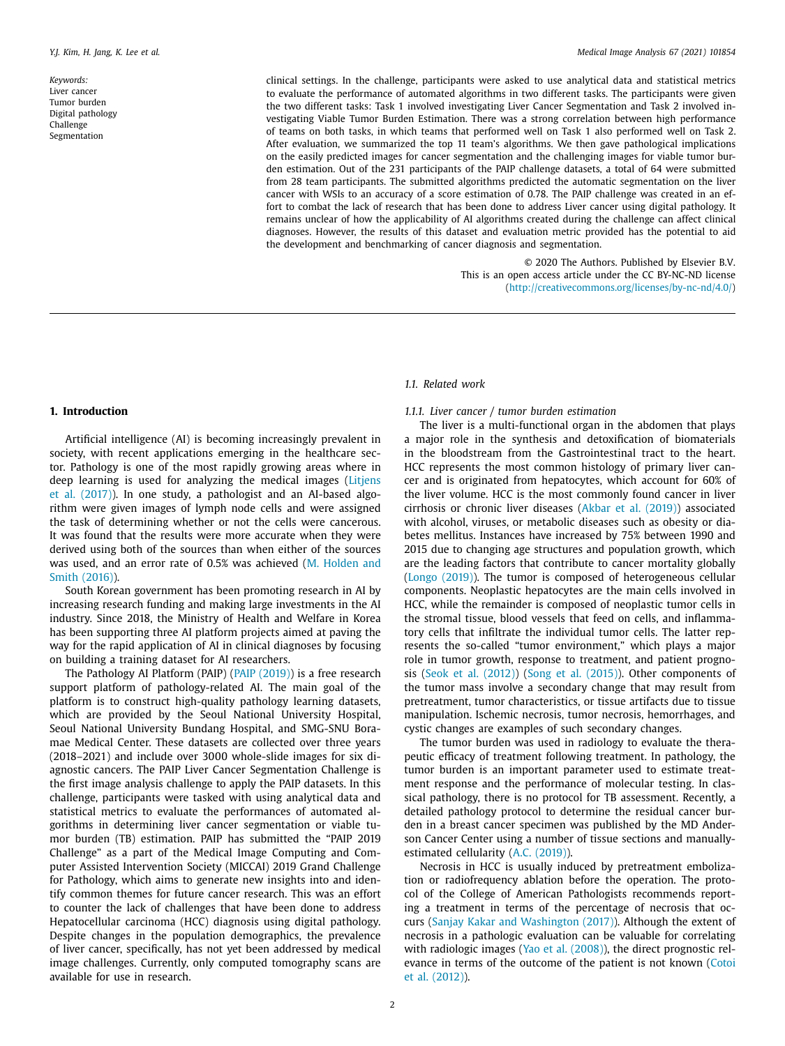**Keywords:**
Liver cancer
Tumor burden
Digital pathology
Challenge
Segmentation

clinical settings. In the challenge, participants were asked to use analytical data and statistical metrics to evaluate the performance of automated algorithms in two different tasks. The participants were given the two different tasks: Task 1 involved investigating Liver Cancer Segmentation and Task 2 involved investigating Viable Tumor Burden Estimation. There was a strong correlation between high performance of teams on both tasks, in which teams that performed well on Task 1 also performed well on Task 2. After evaluation, we summarized the top 11 team's algorithms. We then gave pathological implications on the easily predicted images for cancer segmentation and the challenging images for viable tumor burden estimation. Out of the 231 participants of the PAIP challenge datasets, a total of 64 were submitted from 28 team participants. The submitted algorithms predicted the automatic segmentation on the liver cancer with WSIs to an accuracy of a score estimation of 0.78. The PAIP challenge was created in an effort to combat the lack of research that has been done to address Liver cancer using digital pathology. It remains unclear of how the applicability of AI algorithms created during the challenge can affect clinical diagnoses. However, the results of this dataset and evaluation metric provided has the potential to aid the development and benchmarking of cancer diagnosis and segmentation.

© 2020 The Authors. Published by Elsevier B.V.
This is an open access article under the CC BY-NC-ND license
(http://creativecommons.org/licenses/by-nc-nd/4.0/)

## 1. Introduction

Artificial intelligence (AI) is becoming increasingly prevalent in society, with recent applications emerging in the healthcare sector. Pathology is one of the most rapidly growing areas where in deep learning is used for analyzing the medical images (Litjens et al. (2017)). In one study, a pathologist and an AI-based algorithm were given images of lymph node cells and were assigned the task of determining whether or not the cells were cancerous. It was found that the results were more accurate when they were derived using both of the sources than when either of the sources was used, and an error rate of 0.5% was achieved (M. Holden and Smith (2016)).

South Korean government has been promoting research in AI by increasing research funding and making large investments in the AI industry. Since 2018, the Ministry of Health and Welfare in Korea has been supporting three AI platform projects aimed at paving the way for the rapid application of AI in clinical diagnoses by focusing on building a training dataset for AI researchers.

The Pathology AI Platform (PAIP) (PAIP (2019)) is a free research support platform of pathology-related AI. The main goal of the platform is to construct high-quality pathology learning datasets, which are provided by the Seoul National University Hospital, Seoul National University Bundang Hospital, and SMG-SNU Boramae Medical Center. These datasets are collected over three years (2018–2021) and include over 3000 whole-slide images for six diagnostic cancers. The PAIP Liver Cancer Segmentation Challenge is the first image analysis challenge to apply the PAIP datasets. In this challenge, participants were tasked with using analytical data and statistical metrics to evaluate the performances of automated algorithms in determining liver cancer segmentation or viable tumor burden (TB) estimation. PAIP has submitted the "PAIP 2019 Challenge" as a part of the Medical Image Computing and Computer Assisted Intervention Society (MICCAI) 2019 Grand Challenge for Pathology, which aims to generate new insights into and identify common themes for future cancer research. This was an effort to counter the lack of challenges that have been done to address Hepatocellular carcinoma (HCC) diagnosis using digital pathology. Despite changes in the population demographics, the prevalence of liver cancer, specifically, has not yet been addressed by medical image challenges. Currently, only computed tomography scans are available for use in research.

### 1.1. Related work

#### 1.1.1. Liver cancer / tumor burden estimation

The liver is a multi-functional organ in the abdomen that plays a major role in the synthesis and detoxification of biomaterials in the bloodstream from the Gastrointestinal tract to the heart. HCC represents the most common histology of primary liver cancer and is originated from hepatocytes, which account for 60% of the liver volume. HCC is the most commonly found cancer in liver cirrhosis or chronic liver diseases (Akbar et al. (2019)) associated with alcohol, viruses, or metabolic diseases such as obesity or diabetes mellitus. Instances have increased by 75% between 1990 and 2015 due to changing age structures and population growth, which are the leading factors that contribute to cancer mortality globally (Longo (2019)). The tumor is composed of heterogeneous cellular components. Neoplastic hepatocytes are the main cells involved in HCC, while the remainder is composed of neoplastic tumor cells in the stromal tissue, blood vessels that feed on cells, and inflammatory cells that infiltrate the individual tumor cells. The latter represents the so-called "tumor environment," which plays a major role in tumor growth, response to treatment, and patient prognosis (Seok et al. (2012)) (Song et al. (2015)). Other components of the tumor mass involve a secondary change that may result from pretreatment, tumor characteristics, or tissue artifacts due to tissue manipulation. Ischemic necrosis, tumor necrosis, hemorrhages, and cystic changes are examples of such secondary changes.

The tumor burden was used in radiology to evaluate the therapeutic efficacy of treatment following treatment. In pathology, the tumor burden is an important parameter used to estimate treatment response and the performance of molecular testing. In classical pathology, there is no protocol for TB assessment. Recently, a detailed pathology protocol to determine the residual cancer burden in a breast cancer specimen was published by the MD Anderson Cancer Center using a number of tissue sections and manually-estimated cellularity (A.C. (2019)).

Necrosis in HCC is usually induced by pretreatment embolization or radiofrequency ablation before the operation. The protocol of the College of American Pathologists recommends reporting a treatment in terms of the percentage of necrosis that occurs (Sanjay Kakar and Washington (2017)). Although the extent of necrosis in a pathologic evaluation can be valuable for correlating with radiologic images (Yao et al. (2008)), the direct prognostic relevance in terms of the outcome of the patient is not known (Cotoi et al. (2012)).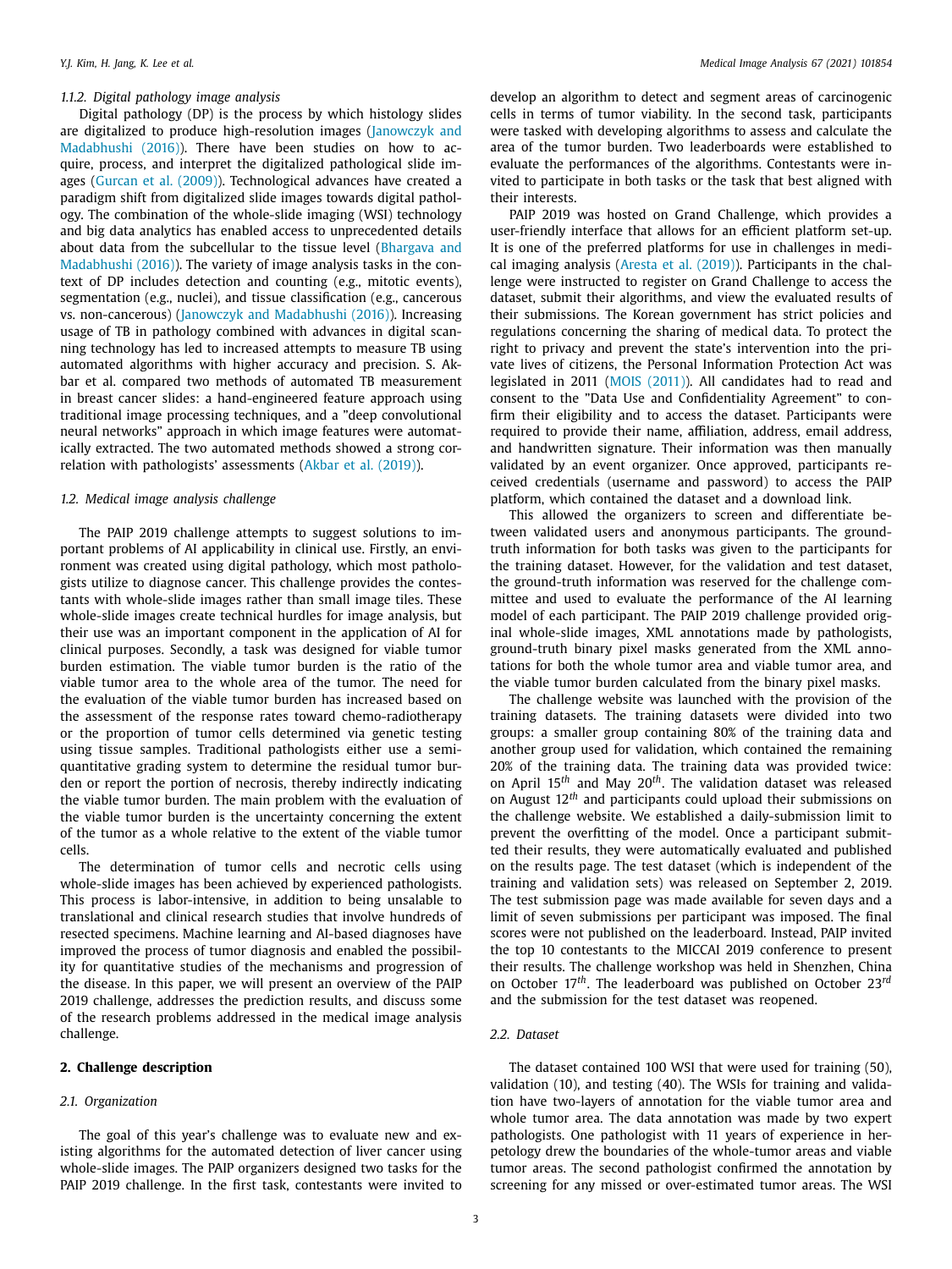#### 1.1.2. Digital pathology image analysis

Digital pathology (DP) is the process by which histology slides are digitalized to produce high-resolution images (Janowczyk and Madabhushi (2016)). There have been studies on how to acquire, process, and interpret the digitalized pathological slide images (Gurcan et al. (2009)). Technological advances have created a paradigm shift from digitalized slide images towards digital pathology. The combination of the whole-slide imaging (WSI) technology and big data analytics has enabled access to unprecedented details about data from the subcellular to the tissue level (Bhargava and Madabhushi (2016)). The variety of image analysis tasks in the context of DP includes detection and counting (e.g., mitotic events), segmentation (e.g., nuclei), and tissue classification (e.g., cancerous vs. non-cancerous) (Janowczyk and Madabhushi (2016)). Increasing usage of TB in pathology combined with advances in digital scanning technology has led to increased attempts to measure TB using automated algorithms with higher accuracy and precision. S. Akbar et al. compared two methods of automated TB measurement in breast cancer slides: a hand-engineered feature approach using traditional image processing techniques, and a "deep convolutional neural networks" approach in which image features were automatically extracted. The two automated methods showed a strong correlation with pathologists' assessments (Akbar et al. (2019)).

### 1.2. Medical image analysis challenge

The PAIP 2019 challenge attempts to suggest solutions to important problems of AI applicability in clinical use. Firstly, an environment was created using digital pathology, which most pathologists utilize to diagnose cancer. This challenge provides the contestants with whole-slide images rather than small image tiles. These whole-slide images create technical hurdles for image analysis, but their use was an important component in the application of AI for clinical purposes. Secondly, a task was designed for viable tumor burden estimation. The viable tumor burden is the ratio of the viable tumor area to the whole area of the tumor. The need for the evaluation of the viable tumor burden has increased based on the assessment of the response rates toward chemo-radiotherapy or the proportion of tumor cells determined via genetic testing using tissue samples. Traditional pathologists either use a semi-quantitative grading system to determine the residual tumor burden or report the portion of necrosis, thereby indirectly indicating the viable tumor burden. The main problem with the evaluation of the viable tumor burden is the uncertainty concerning the extent of the tumor as a whole relative to the extent of the viable tumor cells.

The determination of tumor cells and necrotic cells using whole-slide images has been achieved by experienced pathologists. This process is labor-intensive, in addition to being unsalable to translational and clinical research studies that involve hundreds of resected specimens. Machine learning and AI-based diagnoses have improved the process of tumor diagnosis and enabled the possibility for quantitative studies of the mechanisms and progression of the disease. In this paper, we will present an overview of the PAIP 2019 challenge, addresses the prediction results, and discuss some of the research problems addressed in the medical image analysis challenge.

## 2. Challenge description

### 2.1. Organization

The goal of this year's challenge was to evaluate new and existing algorithms for the automated detection of liver cancer using whole-slide images. The PAIP organizers designed two tasks for the PAIP 2019 challenge. In the first task, contestants were invited to develop an algorithm to detect and segment areas of carcinogenic cells in terms of tumor viability. In the second task, participants were tasked with developing algorithms to assess and calculate the area of the tumor burden. Two leaderboards were established to evaluate the performances of the algorithms. Contestants were invited to participate in both tasks or the task that best aligned with their interests.

PAIP 2019 was hosted on Grand Challenge, which provides a user-friendly interface that allows for an efficient platform set-up. It is one of the preferred platforms for use in challenges in medical imaging analysis (Aresta et al. (2019)). Participants in the challenge were instructed to register on Grand Challenge to access the dataset, submit their algorithms, and view the evaluated results of their submissions. The Korean government has strict policies and regulations concerning the sharing of medical data. To protect the right to privacy and prevent the state's intervention into the private lives of citizens, the Personal Information Protection Act was legislated in 2011 (MOIS (2011)). All candidates had to read and consent to the "Data Use and Confidentiality Agreement" to confirm their eligibility and to access the dataset. Participants were required to provide their name, affiliation, address, email address, and handwritten signature. Their information was then manually validated by an event organizer. Once approved, participants received credentials (username and password) to access the PAIP platform, which contained the dataset and a download link.

This allowed the organizers to screen and differentiate between validated users and anonymous participants. The ground-truth information for both tasks was given to the participants for the training dataset. However, for the validation and test dataset, the ground-truth information was reserved for the challenge committee and used to evaluate the performance of the AI learning model of each participant. The PAIP 2019 challenge provided original whole-slide images, XML annotations made by pathologists, ground-truth binary pixel masks generated from the XML annotations for both the whole tumor area and viable tumor area, and the viable tumor burden calculated from the binary pixel masks.

The challenge website was launched with the provision of the training datasets. The training datasets were divided into two groups: a smaller group containing 80% of the training data and another group used for validation, which contained the remaining 20% of the training data. The training data was provided twice: on April 15$^{th}$ and May 20$^{th}$. The validation dataset was released on August 12$^{th}$ and participants could upload their submissions on the challenge website. We established a daily-submission limit to prevent the overfitting of the model. Once a participant submitted their results, they were automatically evaluated and published on the results page. The test dataset (which is independent of the training and validation sets) was released on September 2, 2019. The test submission page was made available for seven days and a limit of seven submissions per participant was imposed. The final scores were not published on the leaderboard. Instead, PAIP invited the top 10 contestants to the MICCAI 2019 conference to present their results. The challenge workshop was held in Shenzhen, China on October 17$^{th}$. The leaderboard was published on October 23$^{rd}$ and the submission for the test dataset was reopened.

### 2.2. Dataset

The dataset contained 100 WSI that were used for training (50), validation (10), and testing (40). The WSIs for training and validation have two-layers of annotation for the viable tumor area and whole tumor area. The data annotation was made by two expert pathologists. One pathologist with 11 years of experience in herpetology drew the boundaries of the whole-tumor areas and viable tumor areas. The second pathologist confirmed the annotation by screening for any missed or over-estimated tumor areas. The WSI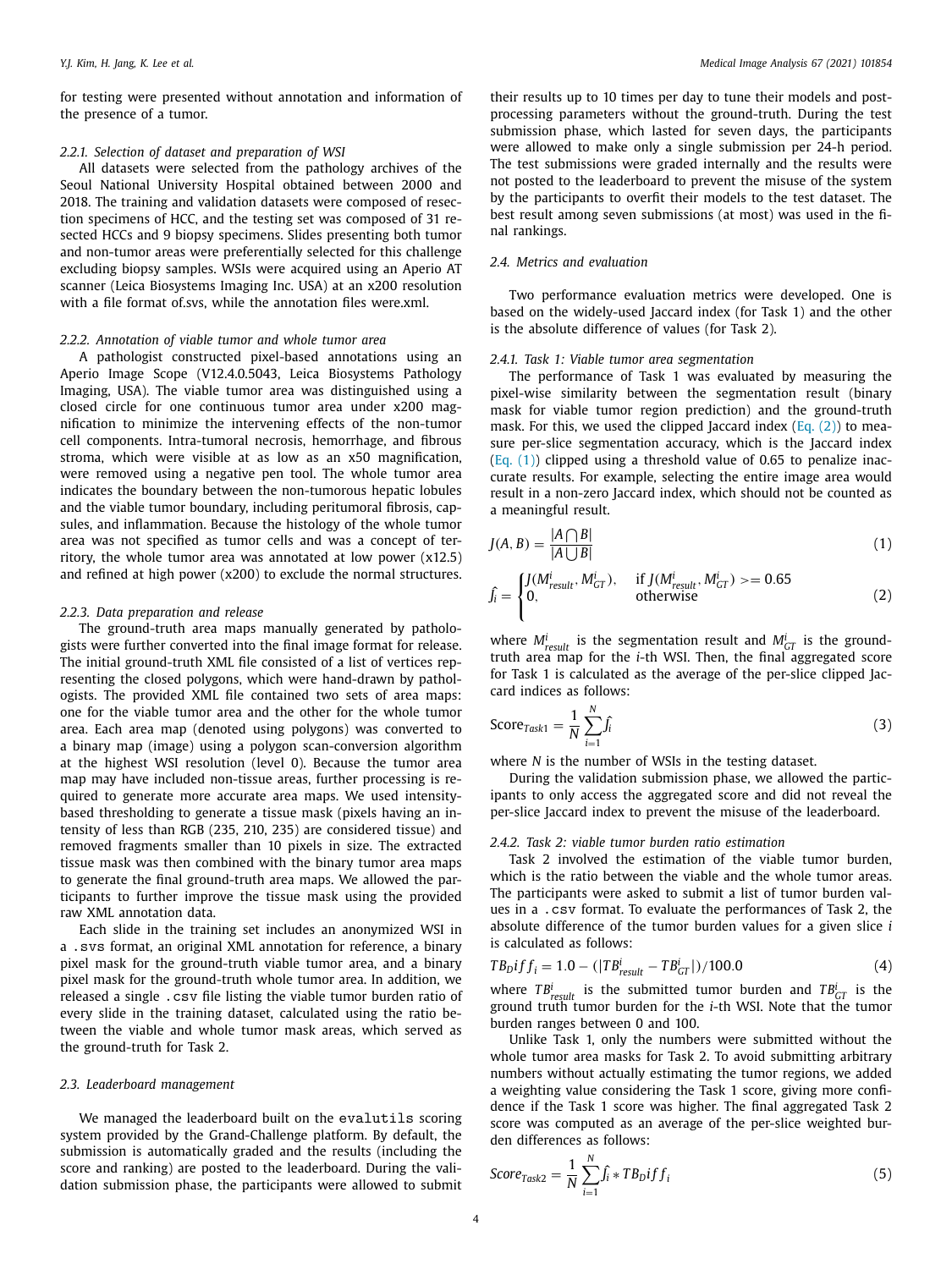for testing were presented without annotation and information of the presence of a tumor.

### 2.2.1. Selection of dataset and preparation of WSI

All datasets were selected from the pathology archives of the Seoul National University Hospital obtained between 2000 and 2018. The training and validation datasets were composed of resection specimens of HCC, and the testing set was composed of 31 resected HCCs and 9 biopsy specimens. Slides presenting both tumor and non-tumor areas were preferentially selected for this challenge excluding biopsy samples. WSIs were acquired using an Aperio AT scanner (Leica Biosystems Imaging Inc. USA) at an x200 resolution with a file format of.svs, while the annotation files were.xml.

### 2.2.2. Annotation of viable tumor and whole tumor area

A pathologist constructed pixel-based annotations using an Aperio Image Scope (V12.4.0.5043, Leica Biosystems Pathology Imaging, USA). The viable tumor area was distinguished using a closed circle for one continuous tumor area under x200 magnification to minimize the intervening effects of the non-tumor cell components. Intra-tumoral necrosis, hemorrhage, and fibrous stroma, which were visible at as low as an x50 magnification, were removed using a negative pen tool. The whole tumor area indicates the boundary between the non-tumorous hepatic lobules and the viable tumor boundary, including peritumoral fibrosis, capsules, and inflammation. Because the histology of the whole tumor area was not specified as tumor cells and was a concept of territory, the whole tumor area was annotated at low power (x12.5) and refined at high power (x200) to exclude the normal structures.

### 2.2.3. Data preparation and release

The ground-truth area maps manually generated by pathologists were further converted into the final image format for release. The initial ground-truth XML file consisted of a list of vertices representing the closed polygons, which were hand-drawn by pathologists. The provided XML file contained two sets of area maps: one for the viable tumor area and the other for the whole tumor area. Each area map (denoted using polygons) was converted to a binary map (image) using a polygon scan-conversion algorithm at the highest WSI resolution (level 0). Because the tumor area map may have included non-tissue areas, further processing is required to generate more accurate area maps. We used intensity-based thresholding to generate a tissue mask (pixels having an intensity of less than RGB (235, 210, 235) are considered tissue) and removed fragments smaller than 10 pixels in size. The extracted tissue mask was then combined with the binary tumor area maps to generate the final ground-truth area maps. We allowed the participants to further improve the tissue mask using the provided raw XML annotation data.

Each slide in the training set includes an anonymized WSI in a `.svs` format, an original XML annotation for reference, a binary pixel mask for the ground-truth viable tumor area, and a binary pixel mask for the ground-truth whole tumor area. In addition, we released a single `.csv` file listing the viable tumor burden ratio of every slide in the training dataset, calculated using the ratio between the viable and whole tumor mask areas, which served as the ground-truth for Task 2.

## 2.3. Leaderboard management

We managed the leaderboard built on the `evalutils` scoring system provided by the Grand-Challenge platform. By default, the submission is automatically graded and the results (including the score and ranking) are posted to the leaderboard. During the validation submission phase, the participants were allowed to submit their results up to 10 times per day to tune their models and post-processing parameters without the ground-truth. During the test submission phase, which lasted for seven days, the participants were allowed to make only a single submission per 24-h period. The test submissions were graded internally and the results were not posted to the leaderboard to prevent the misuse of the system by the participants to overfit their models to the test dataset. The best result among seven submissions (at most) was used in the final rankings.

## 2.4. Metrics and evaluation

Two performance evaluation metrics were developed. One is based on the widely-used Jaccard index (for Task 1) and the other is the absolute difference of values (for Task 2).

### 2.4.1. Task 1: Viable tumor area segmentation

The performance of Task 1 was evaluated by measuring the pixel-wise similarity between the segmentation result (binary mask for viable tumor region prediction) and the ground-truth mask. For this, we used the clipped Jaccard index (Eq. (2)) to measure per-slice segmentation accuracy, which is the Jaccard index (Eq. (1)) clipped using a threshold value of 0.65 to penalize inaccurate results. For example, selecting the entire image area would result in a non-zero Jaccard index, which should not be counted as a meaningful result.

$$J(A, B) = \frac{|A \bigcap B|}{|A \bigcup B|} \tag{1}$$

$$\hat{J}_i = \begin{cases} J(M^i_{result}, M^i_{GT}), & \text{if } J(M^i_{result}, M^i_{GT}) >= 0.65 \\ 0, & \text{otherwise} \end{cases} \tag{2}$$

where $M^i_{result}$ is the segmentation result and $M^i_{GT}$ is the ground-truth area map for the $i$-th WSI. Then, the final aggregated score for Task 1 is calculated as the average of the per-slice clipped Jaccard indices as follows:

$$\text{Score}_{Task1} = \frac{1}{N}\sum_{i=1}^{N}\hat{J}_i \tag{3}$$

where $N$ is the number of WSIs in the testing dataset.

During the validation submission phase, we allowed the participants to only access the aggregated score and did not reveal the per-slice Jaccard index to prevent the misuse of the leaderboard.

### 2.4.2. Task 2: viable tumor burden ratio estimation

Task 2 involved the estimation of the viable tumor burden, which is the ratio between the viable and the whole tumor areas. The participants were asked to submit a list of tumor burden values in a `.csv` format. To evaluate the performances of Task 2, the absolute difference of the tumor burden values for a given slice $i$ is calculated as follows:

$$TB_D iff_i = 1.0 - (|TB^i_{result} - TB^i_{GT}|)/100.0 \tag{4}$$

where $TB^i_{result}$ is the submitted tumor burden and $TB^i_{GT}$ is the ground truth tumor burden for the $i$-th WSI. Note that the tumor burden ranges between 0 and 100.

Unlike Task 1, only the numbers were submitted without the whole tumor area masks for Task 2. To avoid submitting arbitrary numbers without actually estimating the tumor regions, we added a weighting value considering the Task 1 score, giving more confidence if the Task 1 score was higher. The final aggregated Task 2 score was computed as an average of the per-slice weighted burden differences as follows:

$$Score_{Task2} = \frac{1}{N}\sum_{i=1}^{N}\hat{J}_i * TB_D iff_i \tag{5}$$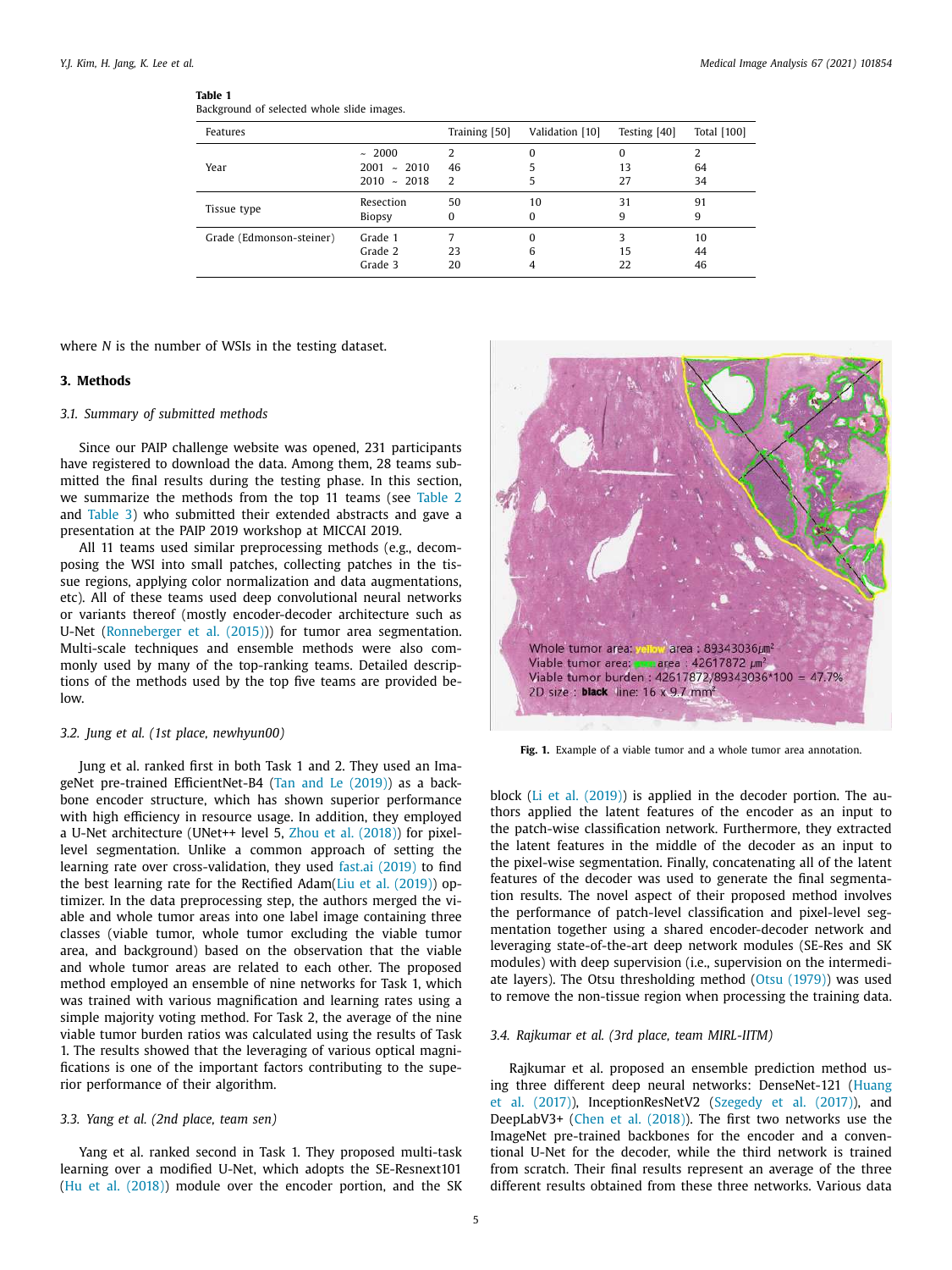**Table 1**
Background of selected whole slide images.

| Features | | Training [50] | Validation [10] | Testing [40] | Total [100] |
|---|---|---|---|---|---|
| Year | ~ 2000 | 2 | 0 | 0 | 2 |
| | 2001 ~ 2010 | 46 | 5 | 13 | 64 |
| | 2010 ~ 2018 | 2 | 5 | 27 | 34 |
| Tissue type | Resection | 50 | 10 | 31 | 91 |
| | Biopsy | 0 | 0 | 9 | 9 |
| Grade (Edmonson-steiner) | Grade 1 | 7 | 0 | 3 | 10 |
| | Grade 2 | 23 | 6 | 15 | 44 |
| | Grade 3 | 20 | 4 | 22 | 46 |

where $N$ is the number of WSIs in the testing dataset.

## 3. Methods

### 3.1. Summary of submitted methods

Since our PAIP challenge website was opened, 231 participants have registered to download the data. Among them, 28 teams submitted the final results during the testing phase. In this section, we summarize the methods from the top 11 teams (see Table 2 and Table 3) who submitted their extended abstracts and gave a presentation at the PAIP 2019 workshop at MICCAI 2019.

All 11 teams used similar preprocessing methods (e.g., decomposing the WSI into small patches, collecting patches in the tissue regions, applying color normalization and data augmentations, etc). All of these teams used deep convolutional neural networks or variants thereof (mostly encoder-decoder architecture such as U-Net (Ronneberger et al. (2015))) for tumor area segmentation. Multi-scale techniques and ensemble methods were also commonly used by many of the top-ranking teams. Detailed descriptions of the methods used by the top five teams are provided below.

### 3.2. Jung et al. (1st place, newhyun00)

Jung et al. ranked first in both Task 1 and 2. They used an ImageNet pre-trained EfficientNet-B4 (Tan and Le (2019)) as a backbone encoder structure, which has shown superior performance with high efficiency in resource usage. In addition, they employed a U-Net architecture (UNet++ level 5, Zhou et al. (2018)) for pixel-level segmentation. Unlike a common approach of setting the learning rate over cross-validation, they used fast.ai (2019) to find the best learning rate for the Rectified Adam(Liu et al. (2019)) optimizer. In the data preprocessing step, the authors merged the viable and whole tumor areas into one label image containing three classes (viable tumor, whole tumor excluding the viable tumor area, and background) based on the observation that the viable and whole tumor areas are related to each other. The proposed method employed an ensemble of nine networks for Task 1, which was trained with various magnification and learning rates using a simple majority voting method. For Task 2, the average of the nine viable tumor burden ratios was calculated using the results of Task 1. The results showed that the leveraging of various optical magnifications is one of the important factors contributing to the superior performance of their algorithm.

### 3.3. Yang et al. (2nd place, team sen)

Yang et al. ranked second in Task 1. They proposed multi-task learning over a modified U-Net, which adopts the SE-Resnext101 (Hu et al. (2018)) module over the encoder portion, and the SK block (Li et al. (2019)) is applied in the decoder portion. The authors applied the latent features of the encoder as an input to the patch-wise classification network. Furthermore, they extracted the latent features in the middle of the decoder as an input to the pixel-wise segmentation. Finally, concatenating all of the latent features of the decoder was used to generate the final segmentation results. The novel aspect of their proposed method involves the performance of patch-level classification and pixel-level segmentation together using a shared encoder-decoder network and leveraging state-of-the-art deep network modules (SE-Res and SK modules) with deep supervision (i.e., supervision on the intermediate layers). The Otsu thresholding method (Otsu (1979)) was used to remove the non-tissue region when processing the training data.

Fig. 1. Example of a viable tumor and a whole tumor area annotation.

### 3.4. Rajkumar et al. (3rd place, team MIRL-IITM)

Rajkumar et al. proposed an ensemble prediction method using three different deep neural networks: DenseNet-121 (Huang et al. (2017)), InceptionResNetV2 (Szegedy et al. (2017)), and DeepLabV3+ (Chen et al. (2018)). The first two networks use the ImageNet pre-trained backbones for the encoder and a conventional U-Net for the decoder, while the third network is trained from scratch. Their final results represent an average of the three different results obtained from these three networks. Various data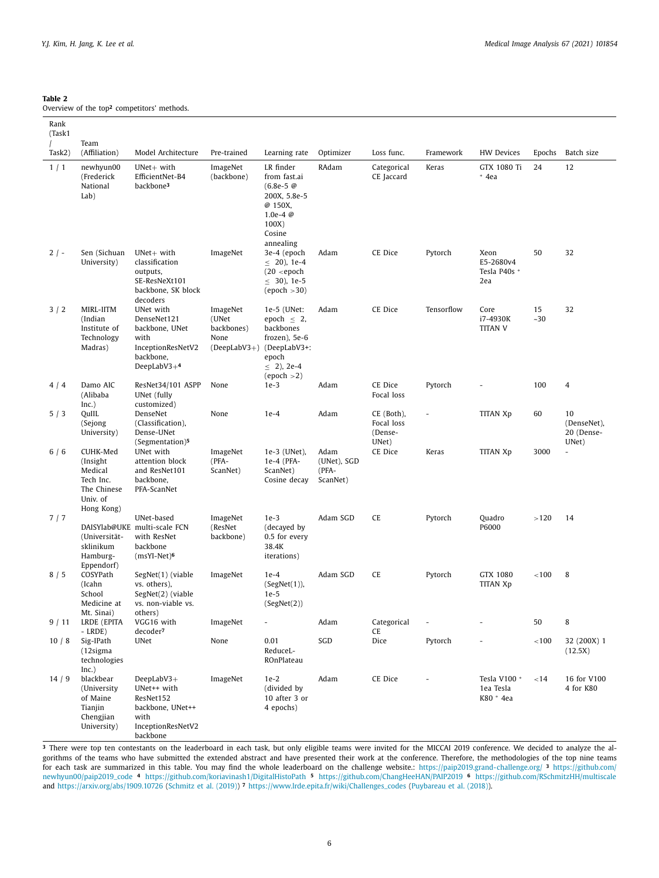**Table 2**
Overview of the top[2] competitors' methods.

| Rank (Task1 / Task2) | Team (Affiliation) | Model Architecture | Pre-trained | Learning rate | Optimizer | Loss func. | Framework | HW Devices | Epochs | Batch size |
|---|---|---|---|---|---|---|---|---|---|---|
| 1 / 1 | newhyun00 (Frederick National Lab) | UNet+ with EfficientNet-B4 backbone[3] | ImageNet (backbone) | LR finder from fast.ai (6.8e-5 @ 200X, 5.8e-5 @ 150X, 1.0e-4 @ 100X) Cosine annealing | RAdam | Categorical CE Jaccard | Keras | GTX 1080 Ti * 4ea | 24 | 12 |
| 2 / - | Sen (Sichuan University) | UNet+ with classification outputs, SE-ResNeXt101 backbone, SK block decoders | ImageNet | 3e-4 (epoch ≤ 20), 1e-4 (20 <epoch ≤ 30), 1e-5 (epoch >30) | Adam | CE Dice | Pytorch | Xeon E5-2680v4 Tesla P40s * 2ea | 50 | 32 |
| 3 / 2 | MIRL-IITM (Indian Institute of Technology Madras) | UNet with DenseNet121 backbone, UNet with InceptionResNetV2 backbone, DeepLabV3+[4] | ImageNet (UNet backbones) None (DeepLabV3+) | 1e-5 (UNet: epoch ≤ 2, backbones frozen), 5e-6 (DeepLabV3+: epoch ≤ 2), 2e-4 (epoch >2) | Adam | CE Dice | Tensorflow | Core i7-4930K TITAN V | 15 ~30 | 32 |
| 4 / 4 | Damo AIC (Alibaba Inc.) | ResNet34/101 ASPP UNet (fully customized) | None | 1e-3 | Adam | CE Dice Focal loss | Pytorch | - | 100 | 4 |
| 5 / 3 | QuIIL (Sejong University) | DenseNet (Classification), Dense-UNet (Segmentation)[5] | None | 1e-4 | Adam | CE (Both), Focal loss (Dense-UNet) | - | TITAN Xp | 60 | 10 (DenseNet), 20 (Dense-UNet) |
| 6 / 6 | CUHK-Med (Insight Medical Tech Inc. The Chinese Univ. of Hong Kong) | UNet with attention block and ResNet101 backbone, PFA-ScanNet | ImageNet (PFA-ScanNet) | 1e-3 (UNet), 1e-4 (PFA-ScanNet) Cosine decay | Adam (UNet), SGD (PFA-ScanNet) | CE Dice | Keras | TITAN Xp | 3000 | - |
| 7 / 7 | DAISYlab@UKE (Universitätsklinikum Hamburg-Eppendorf) | UNet-based multi-scale FCN with ResNet backbone (msYI-Net)[6] | ImageNet (ResNet backbone) | 1e-3 (decayed by 0.5 for every 38.4K iterations) | Adam SGD | CE | Pytorch | Quadro P6000 | >120 | 14 |
| 8 / 5 | COSYPath (Icahn School Medicine at Mt. Sinai) | SegNet(1) (viable vs. others), SegNet(2) (viable vs. non-viable vs. others) | ImageNet | 1e-4 (SegNet(1)), 1e-5 (SegNet(2)) | Adam SGD | CE | Pytorch | GTX 1080 TITAN Xp | <100 | 8 |
| 9 / 11 | LRDE (EPITA - LRDE) | VGG16 with decoder[7] | ImageNet | - | Adam | Categorical CE | - | - | 50 | 8 |
| 10 / 8 | Sig-IPath (12sigma technologies Inc.) | UNet | None | 0.01 ReduceLROnPlateau | SGD | Dice | Pytorch | - | <100 | 32 (200X) 1 (12.5X) |
| 14 / 9 | blackbear (University of Maine Tianjin Chengjian University) | DeepLabV3+ UNet++ with ResNet152 backbone, UNet++ with InceptionResNetV2 backbone | ImageNet | 1e-2 (divided by 10 after 3 or 4 epochs) | Adam | CE Dice | - | Tesla V100 * 1ea Tesla K80 * 4ea | <14 | 16 for V100 4 for K80 |

[3] There were top ten contestants on the leaderboard in each task, but only eligible teams were invited for the MICCAI 2019 conference. We decided to analyze the algorithms of the teams who have submitted the extended abstract and have presented their work at the conference. Therefore, the methodologies of the top nine teams for each task are summarized in this table. You may find the whole leaderboard on the challenge website.: https://paip2019.grand-challenge.org/ [3] https://github.com/newhyun00/paip2019_code [4] https://github.com/koriavinash1/DigitalHistoPath [5] https://github.com/ChangHeeHAN/PAIP2019 [6] https://github.com/RSchmitzHH/multiscale and https://arxiv.org/abs/1909.10726 (Schmitz et al. (2019)) [7] https://www.lrde.epita.fr/wiki/Challenges_codes (Puybareau et al. (2018)).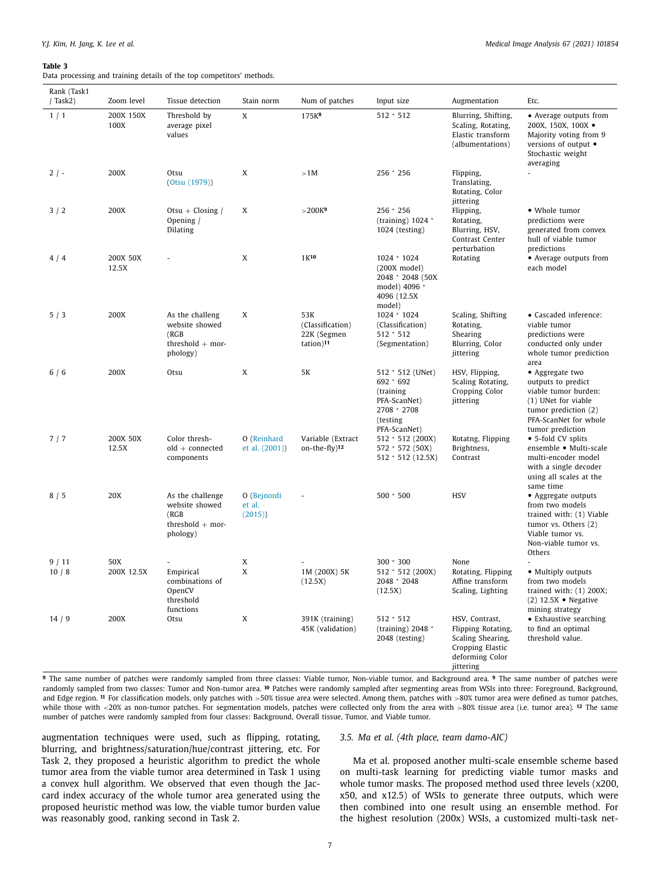**Table 3**
Data processing and training details of the top competitors' methods.

| Rank (Task1 / Task2) | Zoom level | Tissue detection | Stain norm | Num of patches | Input size | Augmentation | Etc. |
|---|---|---|---|---|---|---|---|
| 1 / 1 | 200X 150X 100X | Threshold by average pixel values | X | 175K[8] | 512 * 512 | Blurring, Shifting, Scaling, Rotating, Elastic transform (albumentations) | • Average outputs from 200X, 150X, 100X • Majority voting from 9 versions of output • Stochastic weight averaging |
| 2 / - | 200X | Otsu (Otsu (1979)) | X | >1M | 256 * 256 | Flipping, Translating, Rotating, Color jittering | - |
| 3 / 2 | 200X | Otsu + Closing / Opening / Dilating | X | >200K[9] | 256 * 256 (training) 1024 * 1024 (testing) | Flipping, Rotating, Blurring, HSV, Contrast Center perturbation | • Whole tumor predictions were generated from convex hull of viable tumor predictions |
| 4 / 4 | 200X 50X 12.5X | - | X | 1K[10] | 1024 * 1024 (200X model) 2048 * 2048 (50X model) 4096 * 4096 (12.5X model) | Rotating | • Average outputs from each model |
| 5 / 3 | 200X | As the challeng website showed (RGB threshold + morphology) | X | 53K (Classification) 22K (Segmentation)[11] | 1024 * 1024 (Classification) 512 * 512 (Segmentation) | Scaling, Shifting Rotating, Shearing Blurring, Color jittering | • Cascaded inference: viable tumor predictions were conducted only under whole tumor prediction area |
| 6 / 6 | 200X | Otsu | X | 5K | 512 * 512 (UNet) 692 * 692 (training PFA-ScanNet) 2708 * 2708 (testing PFA-ScanNet) | HSV, Flipping, Scaling Rotating, Cropping Color jittering | • Aggregate two outputs to predict viable tumor burden: (1) UNet for viable tumor prediction (2) PFA-ScanNet for whole tumor prediction |
| 7 / 7 | 200X 50X 12.5X | Color threshold + connected components | O (Reinhard et al. (2001)) | Variable (Extract on-the-fly)[12] | 512 * 512 (200X) 572 * 572 (50X) 512 * 512 (12.5X) | Rotatng, Flipping Brightness, Contrast | • 5-fold CV splits ensemble • Multi-scale multi-encoder model with a single decoder using all scales at the same time |
| 8 / 5 | 20X | As the challenge website showed (RGB threshold + morphology) | O (Bejnordi et al. (2015)) | - | 500 * 500 | HSV | • Aggregate outputs from two models trained with: (1) Viable tumor vs. Others (2) Viable tumor vs. Non-viable tumor vs. Others |
| 9 / 11 | 50X | - | X | - | 300 * 300 | None | - |
| 10 / 8 | 200X 12.5X | Empirical combinations of OpenCV threshold functions | X | 1M (200X) 5K (12.5X) | 512 * 512 (200X) 2048 * 2048 (12.5X) | Rotating, Flipping Affine transform Scaling, Lighting | • Multiply outputs from two models trained with: (1) 200X; (2) 12.5X • Negative mining strategy |
| 14 / 9 | 200X | Otsu | X | 391K (training) 45K (validation) | 512 * 512 (training) 2048 * 2048 (testing) | HSV, Contrast, Flipping Rotating, Scaling Shearing, Cropping Elastic deforming Color jittering | • Exhaustive searching to find an optimal threshold value. |

[9] The same number of patches were randomly sampled from three classes: Viable tumor, Non-viable tumor, and Background area. [9] The same number of patches were randomly sampled from two classes: Tumor and Non-tumor area. [10] Patches were randomly sampled after segmenting areas from WSIs into three: Foreground, Background, and Edge region. [11] For classification models, only patches with >50% tissue area were selected. Among them, patches with >80% tumor area were defined as tumor patches, while those with <20% as non-tumor patches. For segmentation models, patches were collected only from the area with >80% tissue area (i.e. tumor area). [12] The same number of patches were randomly sampled from four classes: Background, Overall tissue, Tumor, and Viable tumor.

augmentation techniques were used, such as flipping, rotating, blurring, and brightness/saturation/hue/contrast jittering, etc. For Task 2, they proposed a heuristic algorithm to predict the whole tumor area from the viable tumor area determined in Task 1 using a convex hull algorithm. We observed that even though the Jaccard index accuracy of the whole tumor area generated using the proposed heuristic method was low, the viable tumor burden value was reasonably good, ranking second in Task 2.

### 3.5. Ma et al. (4th place, team damo-AIC)

Ma et al. proposed another multi-scale ensemble scheme based on multi-task learning for predicting viable tumor masks and whole tumor masks. The proposed method used three levels (x200, x50, and x12.5) of WSIs to generate three outputs, which were then combined into one result using an ensemble method. For the highest resolution (200x) WSIs, a customized multi-task net-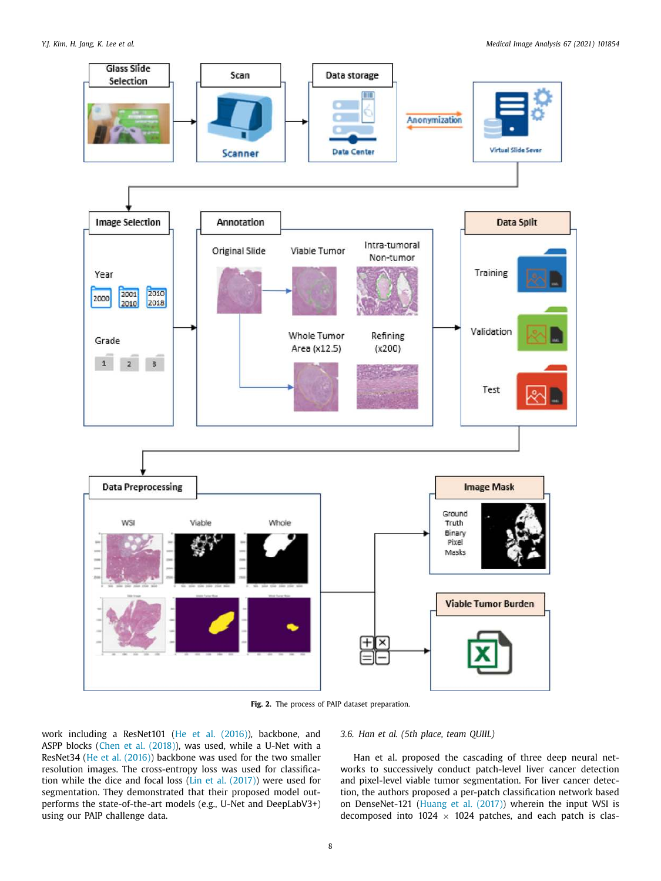Fig. 2. The process of PAIP dataset preparation.

work including a ResNet101 (He et al. (2016)), backbone, and ASPP blocks (Chen et al. (2018)), was used, while a U-Net with a ResNet34 (He et al. (2016)) backbone was used for the two smaller resolution images. The cross-entropy loss was used for classification while the dice and focal loss (Lin et al. (2017)) were used for segmentation. They demonstrated that their proposed model outperforms the state-of-the-art models (e.g., U-Net and DeepLabV3+) using our PAIP challenge data.

### 3.6. Han et al. (5th place, team QUILL)

Han et al. proposed the cascading of three deep neural networks to successively conduct patch-level liver cancer detection and pixel-level viable tumor segmentation. For liver cancer detection, the authors proposed a per-patch classification network based on DenseNet-121 (Huang et al. (2017)) wherein the input WSI is decomposed into 1024 $\times$ 1024 patches, and each patch is clas-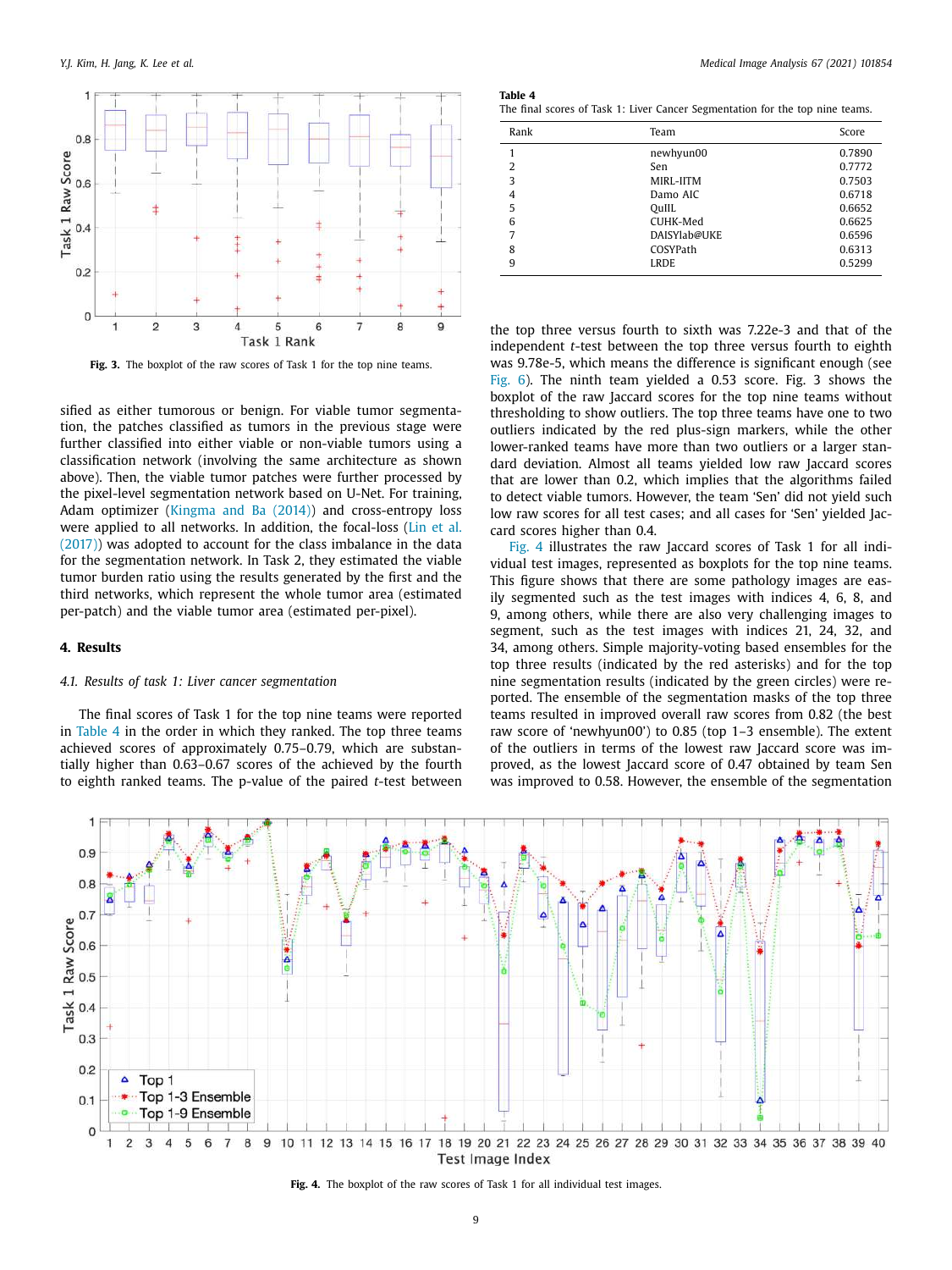Fig. 3. The boxplot of the raw scores of Task 1 for the top nine teams.

sified as either tumorous or benign. For viable tumor segmentation, the patches classified as tumors in the previous stage were further classified into either viable or non-viable tumors using a classification network (involving the same architecture as shown above). Then, the viable tumor patches were further processed by the pixel-level segmentation network based on U-Net. For training, Adam optimizer (Kingma and Ba (2014)) and cross-entropy loss were applied to all networks. In addition, the focal-loss (Lin et al. (2017)) was adopted to account for the class imbalance in the data for the segmentation network. In Task 2, they estimated the viable tumor burden ratio using the results generated by the first and the third networks, which represent the whole tumor area (estimated per-patch) and the viable tumor area (estimated per-pixel).

## 4. Results

### 4.1. Results of task 1: Liver cancer segmentation

The final scores of Task 1 for the top nine teams were reported in Table 4 in the order in which they ranked. The top three teams achieved scores of approximately 0.75–0.79, which are substantially higher than 0.63–0.67 scores of the achieved by the fourth to eighth ranked teams. The p-value of the paired *t*-test between the top three versus fourth to sixth was 7.22e-3 and that of the independent *t*-test between the top three versus fourth to eighth was 9.78e-5, which means the difference is significant enough (see Fig. 6). The ninth team yielded a 0.53 score. Fig. 3 shows the boxplot of the raw Jaccard scores for the top nine teams without thresholding to show outliers. The top three teams have one to two outliers indicated by the red plus-sign markers, while the other lower-ranked teams have more than two outliers or a larger standard deviation. Almost all teams yielded low raw Jaccard scores that are lower than 0.2, which implies that the algorithms failed to detect viable tumors. However, the team 'Sen' did not yield such low raw scores for all test cases; and all cases for 'Sen' yielded Jaccard scores higher than 0.4.

**Table 4**
The final scores of Task 1: Liver Cancer Segmentation for the top nine teams.

| Rank | Team | Score |
|---|---|---|
| 1 | newhyun00 | 0.7890 |
| 2 | Sen | 0.7772 |
| 3 | MIRL-IITM | 0.7503 |
| 4 | Damo AIC | 0.6718 |
| 5 | QuIIL | 0.6652 |
| 6 | CUHK-Med | 0.6625 |
| 7 | DAISYlab@UKE | 0.6596 |
| 8 | COSYPath | 0.6313 |
| 9 | LRDE | 0.5299 |

Fig. 4 illustrates the raw Jaccard scores of Task 1 for all individual test images, represented as boxplots for the top nine teams. This figure shows that there are some pathology images are easily segmented such as the test images with indices 4, 6, 8, and 9, among others, while there are also very challenging images to segment, such as the test images with indices 21, 24, 32, and 34, among others. Simple majority-voting based ensembles for the top three results (indicated by the red asterisks) and for the top nine segmentation results (indicated by the green circles) were reported. The ensemble of the segmentation masks of the top three teams resulted in improved overall raw scores from 0.82 (the best raw score of 'newhyun00') to 0.85 (top 1–3 ensemble). The extent of the outliers in terms of the lowest raw Jaccard score was improved, as the lowest Jaccard score of 0.47 obtained by team Sen was improved to 0.58. However, the ensemble of the segmentation

Fig. 4. The boxplot of the raw scores of Task 1 for all individual test images.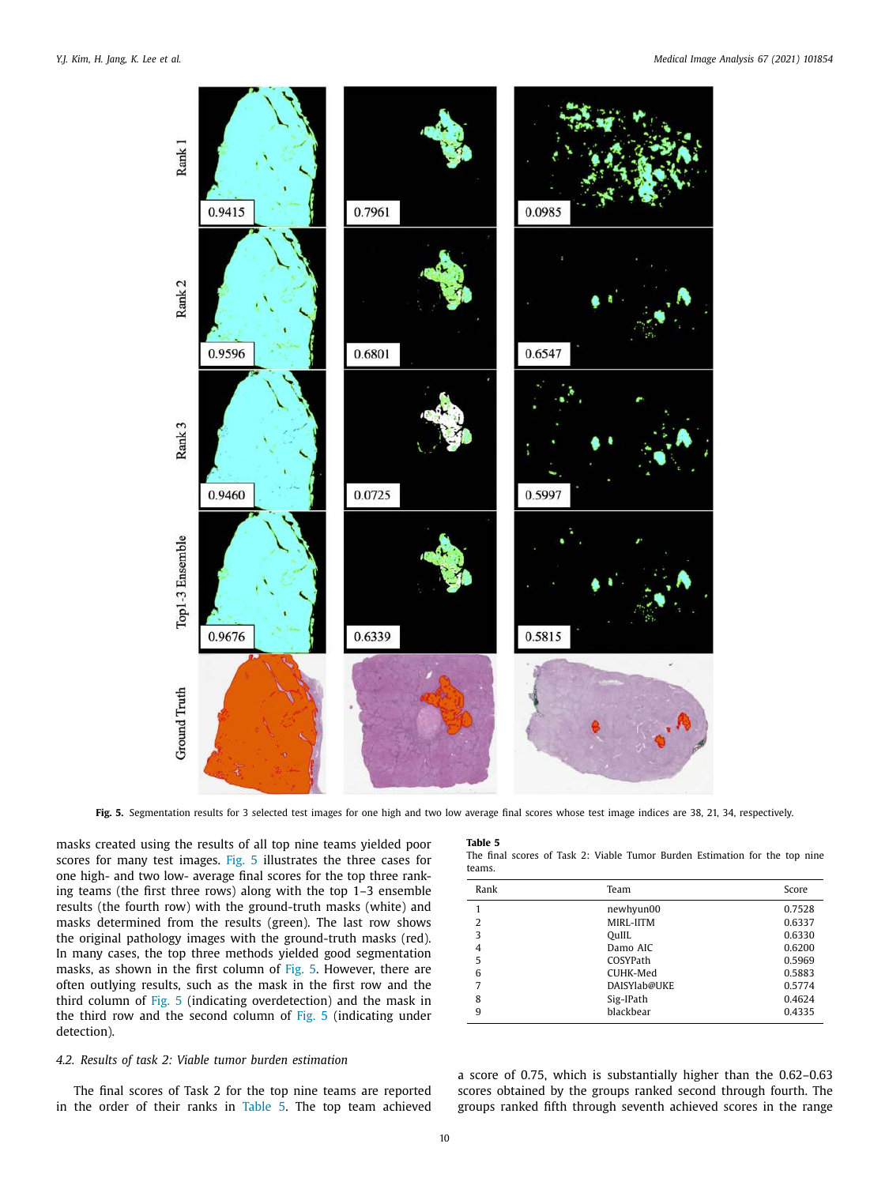Fig. 5. Segmentation results for 3 selected test images for one high and two low average final scores whose test image indices are 38, 21, 34, respectively.

masks created using the results of all top nine teams yielded poor scores for many test images. Fig. 5 illustrates the three cases for one high- and two low- average final scores for the top three ranking teams (the first three rows) along with the top 1–3 ensemble results (the fourth row) with the ground-truth masks (white) and masks determined from the results (green). The last row shows the original pathology images with the ground-truth masks (red). In many cases, the top three methods yielded good segmentation masks, as shown in the first column of Fig. 5. However, there are often outlying results, such as the mask in the first row and the third column of Fig. 5 (indicating overdetection) and the mask in the third row and the second column of Fig. 5 (indicating under detection).

### 4.2. Results of task 2: Viable tumor burden estimation

The final scores of Task 2 for the top nine teams are reported in the order of their ranks in Table 5. The top team achieved a score of 0.75, which is substantially higher than the 0.62–0.63 scores obtained by the groups ranked second through fourth. The groups ranked fifth through seventh achieved scores in the range

**Table 5**
The final scores of Task 2: Viable Tumor Burden Estimation for the top nine teams.

| Rank | Team | Score |
|---|---|---|
| 1 | newhyun00 | 0.7528 |
| 2 | MIRL-IITM | 0.6337 |
| 3 | QuIIL | 0.6330 |
| 4 | Damo AIC | 0.6200 |
| 5 | COSYPath | 0.5969 |
| 6 | CUHK-Med | 0.5883 |
| 7 | DAISYlab@UKE | 0.5774 |
| 8 | Sig-IPath | 0.4624 |
| 9 | blackbear | 0.4335 |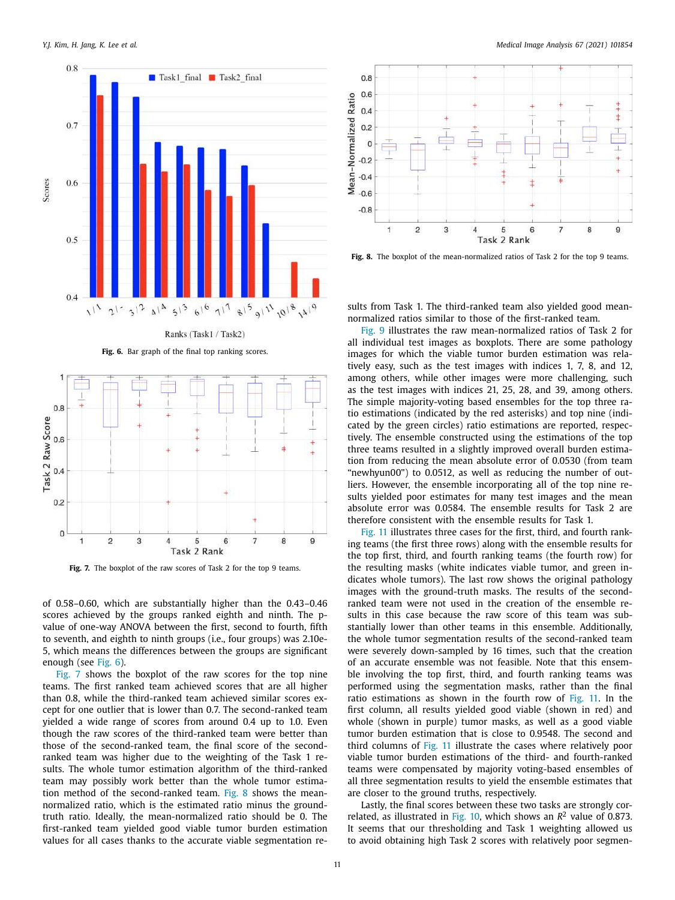Fig. 6. Bar graph of the final top ranking scores.

Fig. 7. The boxplot of the raw scores of Task 2 for the top 9 teams.

of 0.58–0.60, which are substantially higher than the 0.43–0.46 scores achieved by the groups ranked eighth and ninth. The p-value of one-way ANOVA between the first, second to fourth, fifth to seventh, and eighth to ninth groups (i.e., four groups) was 2.10e-5, which means the differences between the groups are significant enough (see Fig. 6).

Fig. 7 shows the boxplot of the raw scores for the top nine teams. The first ranked team achieved scores that are all higher than 0.8, while the third-ranked team achieved similar scores except for one outlier that is lower than 0.7. The second-ranked team yielded a wide range of scores from around 0.4 up to 1.0. Even though the raw scores of the third-ranked team were better than those of the second-ranked team, the final score of the second-ranked team was higher due to the weighting of the Task 1 results. The whole tumor estimation algorithm of the third-ranked team may possibly work better than the whole tumor estimation method of the second-ranked team. Fig. 8 shows the mean-normalized ratio, which is the estimated ratio minus the ground-truth ratio. Ideally, the mean-normalized ratio should be 0. The first-ranked team yielded good viable tumor burden estimation values for all cases thanks to the accurate viable segmentation results from Task 1. The third-ranked team also yielded good mean-normalized ratios similar to those of the first-ranked team.

Fig. 8. The boxplot of the mean-normalized ratios of Task 2 for the top 9 teams.

Fig. 9 illustrates the raw mean-normalized ratios of Task 2 for all individual test images as boxplots. There are some pathology images for which the viable tumor burden estimation was relatively easy, such as the test images with indices 1, 7, 8, and 12, among others, while other images were more challenging, such as the test images with indices 21, 25, 28, and 39, among others. The simple majority-voting based ensembles for the top three ratio estimations (indicated by the red asterisks) and top nine (indicated by the green circles) ratio estimations are reported, respectively. The ensemble constructed using the estimations of the top three teams resulted in a slightly improved overall burden estimation from reducing the mean absolute error of 0.0530 (from team "newhyun00") to 0.0512, as well as reducing the number of outliers. However, the ensemble incorporating all of the top nine results yielded poor estimates for many test images and the mean absolute error was 0.0584. The ensemble results for Task 2 are therefore consistent with the ensemble results for Task 1.

Fig. 11 illustrates three cases for the first, third, and fourth ranking teams (the first three rows) along with the ensemble results for the top first, third, and fourth ranking teams (the fourth row) for the resulting masks (white indicates viable tumor, and green indicates whole tumors). The last row shows the original pathology images with the ground-truth masks. The results of the second-ranked team were not used in the creation of the ensemble results in this case because the raw score of this team was substantially lower than other teams in this ensemble. Additionally, the whole tumor segmentation results of the second-ranked team were severely down-sampled by 16 times, such that the creation of an accurate ensemble was not feasible. Note that this ensemble involving the top first, third, and fourth ranking teams was performed using the segmentation masks, rather than the final ratio estimations as shown in the fourth row of Fig. 11. In the first column, all results yielded good viable (shown in red) and whole (shown in purple) tumor masks, as well as a good viable tumor burden estimation that is close to 0.9548. The second and third columns of Fig. 11 illustrate the cases where relatively poor viable tumor burden estimations of the third- and fourth-ranking teams were compensated by majority voting-based ensembles of all three segmentation results to yield the ensemble estimates that are closer to the ground truths, respectively.

Lastly, the final scores between these two tasks are strongly correlated, as illustrated in Fig. 10, which shows an $R^2$ value of 0.873. It seems that our thresholding and Task 1 weighting allowed us to avoid obtaining high Task 2 scores with relatively poor segmen-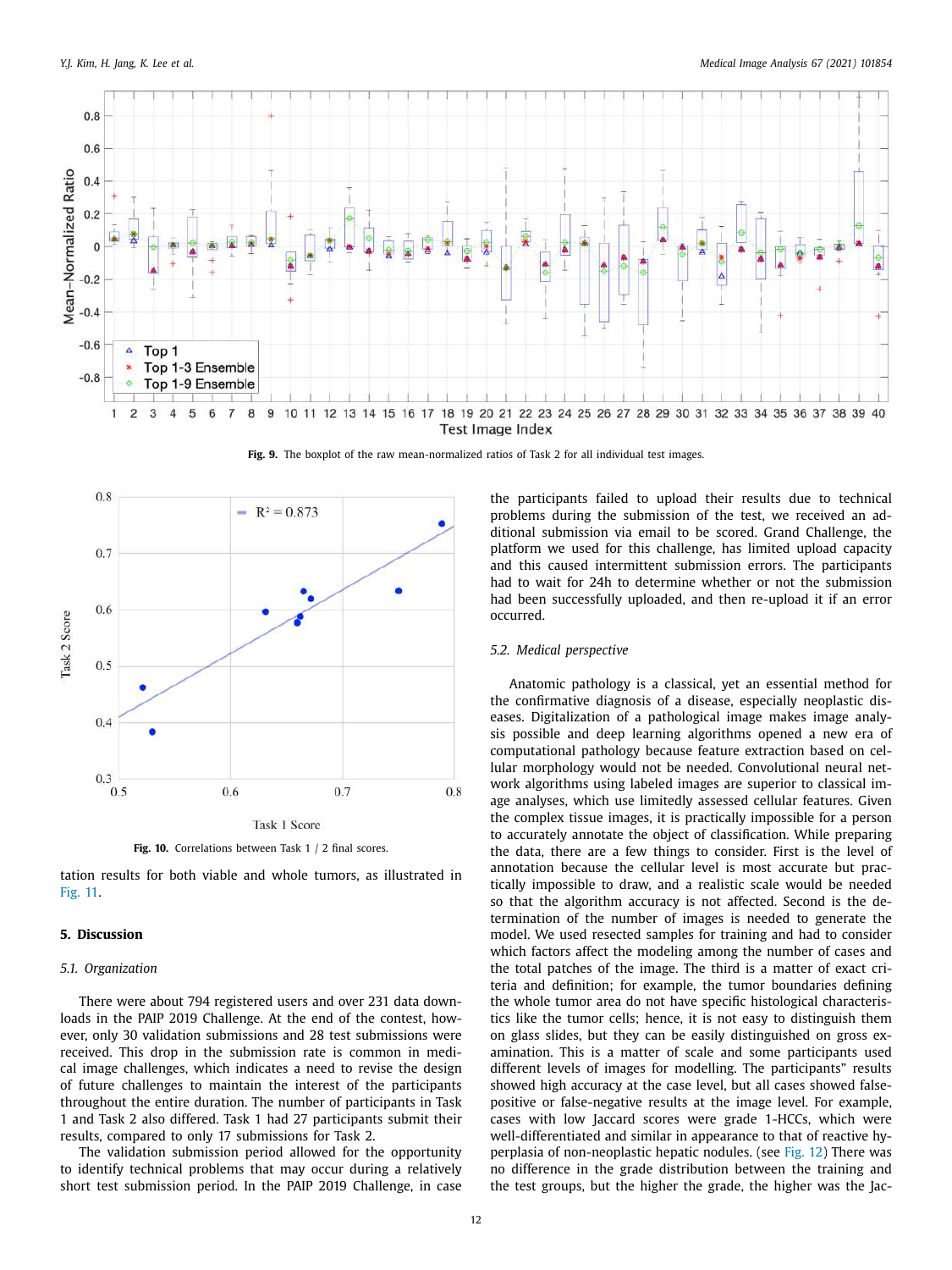Fig. 9. The boxplot of the raw mean-normalized ratios of Task 2 for all individual test images.

Fig. 10. Correlations between Task 1 / 2 final scores.

tation results for both viable and whole tumors, as illustrated in Fig. 11.

## 5. Discussion

### 5.1. Organization

There were about 794 registered users and over 231 data downloads in the PAIP 2019 Challenge. At the end of the contest, however, only 30 validation submissions and 28 test submissions were received. This drop in the submission rate is common in medical image challenges, which indicates a need to revise the design of future challenges to maintain the interest of the participants throughout the entire duration. The number of participants in Task 1 and Task 2 also differed. Task 1 had 27 participants submit their results, compared to only 17 submissions for Task 2.

The validation submission period allowed for the opportunity to identify technical problems that may occur during a relatively short test submission period. In the PAIP 2019 Challenge, in case the participants failed to upload their results due to technical problems during the submission of the test, we received an additional submission via email to be scored. Grand Challenge, the platform we used for this challenge, has limited upload capacity and this caused intermittent submission errors. The participants had to wait for 24h to determine whether or not the submission had been successfully uploaded, and then re-upload it if an error occurred.

### 5.2. Medical perspective

Anatomic pathology is a classical, yet an essential method for the confirmative diagnosis of a disease, especially neoplastic diseases. Digitalization of a pathological image makes image analysis possible and deep learning algorithms opened a new era of computational pathology because feature extraction based on cellular morphology would not be needed. Convolutional neural network algorithms using labeled images are superior to classical image analyses, which use limitedly assessed cellular features. Given the complex tissue images, it is practically impossible for a person to accurately annotate the object of classification. While preparing the data, there are a few things to consider. First is the level of annotation because the cellular level is most accurate but practically impossible to draw, and a realistic scale would be needed so that the algorithm accuracy is not affected. Second is the determination of the number of images is needed to generate the model. We used resected samples for training and had to consider which factors affect the modeling among the number of cases and the total patches of the image. The third is a matter of exact criteria and definition; for example, the tumor boundaries defining the whole tumor area do not have specific histological characteristics like the tumor cells; hence, it is not easy to distinguish them on glass slides, but they can be easily distinguished on gross examination. This is a matter of scale and some participants used different levels of images for modelling. The participants" results showed high accuracy at the case level, but all cases showed false-positive or false-negative results at the image level. For example, cases with low Jaccard scores were grade 1-HCCs, which were well-differentiated and similar in appearance to that of reactive hyperplasia of non-neoplastic hepatic nodules. (see Fig. 12) There was no difference in the grade distribution between the training and the test groups, but the higher was the Jac-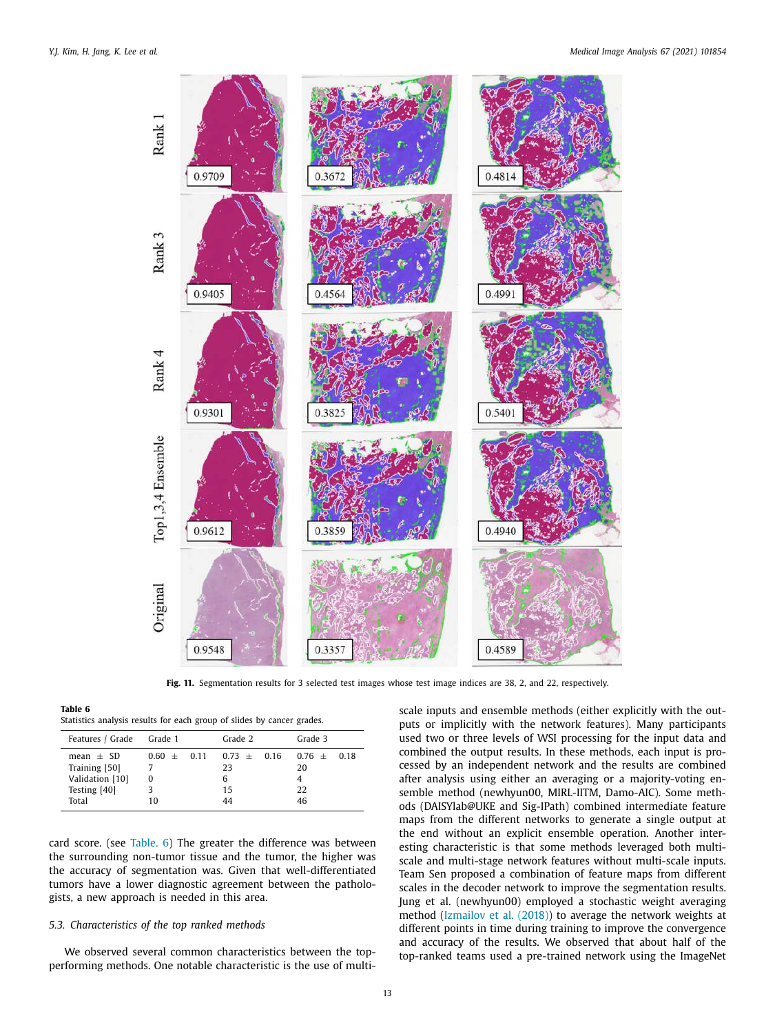Fig. 11. Segmentation results for 3 selected test images whose test image indices are 38, 2, and 22, respectively.

**Table 6**
Statistics analysis results for each group of slides by cancer grades.

| Features / Grade | Grade 1 | Grade 2 | Grade 3 |
|---|---|---|---|
| mean ± SD | 0.60 ± 0.11 | 0.73 ± 0.16 | 0.76 ± 0.18 |
| Training [50] | 7 | 23 | 20 |
| Validation [10] | 0 | 6 | 4 |
| Testing [40] | 3 | 15 | 22 |
| Total | 10 | 44 | 46 |

card score. (see Table. 6) The greater the difference was between the surrounding non-tumor tissue and the tumor, the higher was the accuracy of segmentation was. Given that well-differentiated tumors have a lower diagnostic agreement between the pathologists, a new approach is needed in this area.

### 5.3. Characteristics of the top ranked methods

We observed several common characteristics between the top-performing methods. One notable characteristic is the use of multi-scale inputs and ensemble methods (either explicitly with the outputs or implicitly with the network features). Many participants used two or three levels of WSI processing for the input data and combined the output results. In these methods, each input is processed by an independent network and the results are combined after analysis using either an averaging or a majority-voting ensemble method (newhyun00, MIRL-IITM, Damo-AIC). Some methods (DAISYlab@UKE and Sig-IPath) combined intermediate feature maps from the different networks to generate a single output at the end without an explicit ensemble operation. Another interesting characteristic is that some methods leveraged both multi-scale and multi-stage network features without multi-scale inputs. Team Sen proposed a combination of feature maps from different scales in the decoder network to improve the segmentation results. Jung et al. (newhyun00) employed a stochastic weight averaging method (Izmailov et al. (2018)) to average the network weights at different points in time during training to improve the convergence and accuracy of the results. We observed that about half of the top-ranked teams used a pre-trained network using the ImageNet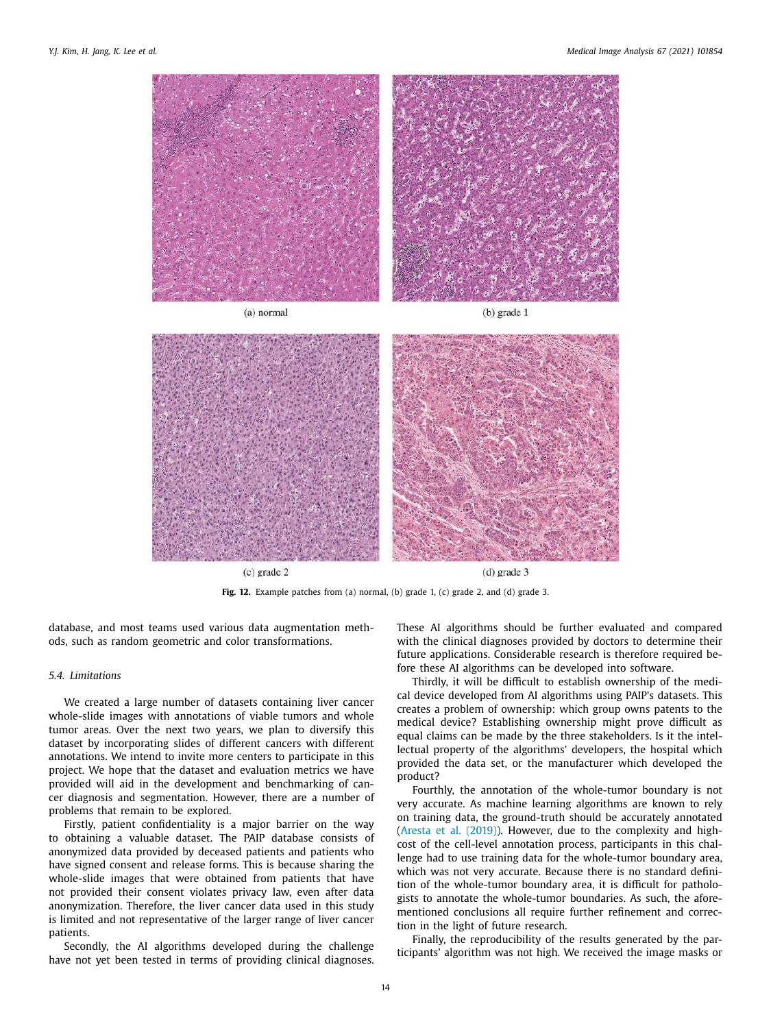(a) normal

(b) grade 1

(c) grade 2

(d) grade 3

**Fig. 12.** Example patches from (a) normal, (b) grade 1, (c) grade 2, and (d) grade 3.

database, and most teams used various data augmentation methods, such as random geometric and color transformations.

### 5.4. Limitations

We created a large number of datasets containing liver cancer whole-slide images with annotations of viable tumors and whole tumor areas. Over the next two years, we plan to diversify this dataset by incorporating slides of different cancers with different annotations. We intend to invite more centers to participate in this project. We hope that the dataset and evaluation metrics we have provided will aid in the development and benchmarking of cancer diagnosis and segmentation. However, there are a number of problems that remain to be explored.

Firstly, patient confidentiality is a major barrier on the way to obtaining a valuable dataset. The PAIP database consists of anonymized data provided by deceased patients and patients who have signed consent and release forms. This is because sharing the whole-slide images that were obtained from patients that have not provided their consent violates privacy law, even after data anonymization. Therefore, the liver cancer data used in this study is limited and not representative of the larger range of liver cancer patients.

Secondly, the AI algorithms developed during the challenge have not yet been tested in terms of providing clinical diagnoses. These AI algorithms should be further evaluated and compared with the clinical diagnoses provided by doctors to determine their future applications. Considerable research is therefore required before these AI algorithms can be developed into software.

Thirdly, it will be difficult to establish ownership of the medical device developed from AI algorithms using PAIP's datasets. This creates a problem of ownership: which group owns patents to the medical device? Establishing ownership might prove difficult as equal claims can be made by the three stakeholders. Is it the intellectual property of the algorithms' developers, the hospital which provided the data set, or the manufacturer which developed the product?

Fourthly, the annotation of the whole-tumor boundary is not very accurate. As machine learning algorithms are known to rely on training data, the ground-truth should be accurately annotated (Aresta et al. (2019)). However, due to the complexity and high-cost of the cell-level annotation process, participants in this challenge had to use training data for the whole-tumor boundary area, which was not very accurate. Because there is no standard definition of the whole-tumor boundary area, it is difficult for pathologists to annotate the whole-tumor boundaries. As such, the aforementioned conclusions all require further refinement and correction in the light of future research.

Finally, the reproducibility of the results generated by the participants' algorithm was not high. We received the image masks or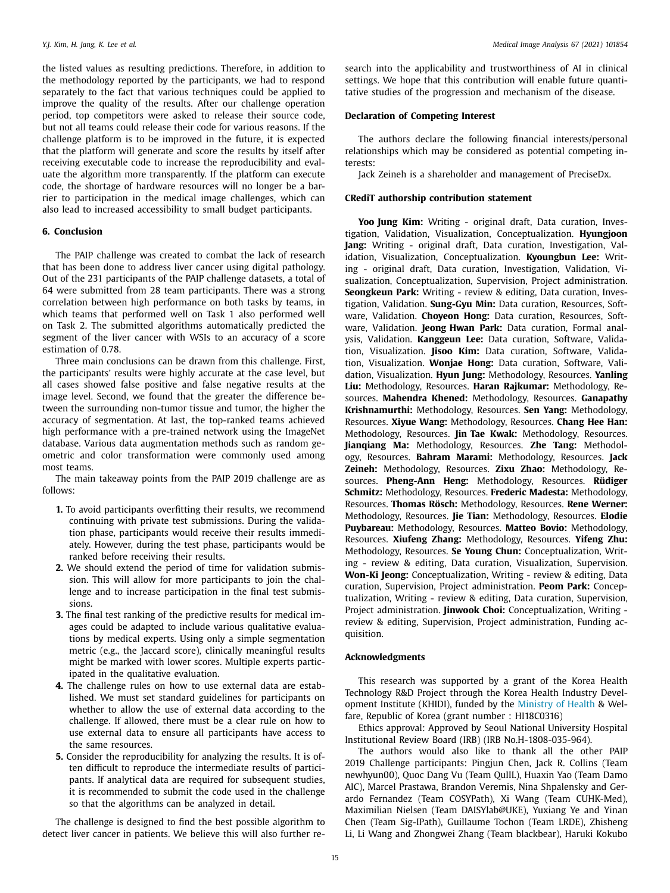the listed values as resulting predictions. Therefore, in addition to the methodology reported by the participants, we had to respond separately to the fact that various techniques could be applied to improve the quality of the results. After our challenge operation period, top competitors were asked to release their source code, but not all teams could release their code for various reasons. If the challenge platform is to be improved in the future, it is expected that the platform will generate and score the results by itself after receiving executable code to increase the reproducibility and evaluate the algorithm more transparently. If the platform can execute code, the shortage of hardware resources will no longer be a barrier to participation in the medical image challenges, which can also lead to increased accessibility to small budget participants.

## 6. Conclusion

The PAIP challenge was created to combat the lack of research that has been done to address liver cancer using digital pathology. Out of the 231 participants of the PAIP challenge datasets, a total of 64 were submitted from 28 team participants. There was a strong correlation between high performance on both tasks by teams, in which teams that performed well on Task 1 also performed well on Task 2. The submitted algorithms automatically predicted the segment of the liver cancer with WSIs to an accuracy of a score estimation of 0.78.

Three main conclusions can be drawn from this challenge. First, the participants' results were highly accurate at the case level, but all cases showed false positive and false negative results at the image level. Second, we found that the greater the difference between the surrounding non-tumor tissue and tumor, the higher the accuracy of segmentation. At last, the top-ranked teams achieved high performance with a pre-trained network using the ImageNet database. Various data augmentation methods such as random geometric and color transformation were commonly used among most teams.

The main takeaway points from the PAIP 2019 challenge are as follows:

1. To avoid participants overfitting their results, we recommend continuing with private test submissions. During the validation phase, participants would receive their results immediately. However, during the test phase, participants would be ranked before receiving their results.
2. We should extend the period of time for validation submission. This will allow for more participants to join the challenge and to increase participation in the final test submissions.
3. The final test ranking of the predictive results for medical images could be adapted to include various qualitative evaluations by medical experts. Using only a simple segmentation metric (e.g., the Jaccard score), clinically meaningful results might be marked with lower scores. Multiple experts participated in the qualitative evaluation.
4. The challenge rules on how to use external data are established. We must set standard guidelines for participants on whether to allow the use of external data according to the challenge. If allowed, there must be a clear rule on how to use external data to ensure all participants have access to the same resources.
5. Consider the reproducibility for analyzing the results. It is often difficult to reproduce the intermediate results of participants. If analytical data are required for subsequent studies, it is recommended to submit the code used in the challenge so that the algorithms can be analyzed in detail.

The challenge is designed to find the best possible algorithm to detect liver cancer in patients. We believe this will also further research into the applicability and trustworthiness of AI in clinical settings. We hope that this contribution will enable future quantitative studies of the progression and mechanism of the disease.

## Declaration of Competing Interest

The authors declare the following financial interests/personal relationships which may be considered as potential competing interests:

Jack Zeineh is a shareholder and management of PreciseDx.

## CRediT authorship contribution statement

**Yoo Jung Kim:** Writing - original draft, Data curation, Investigation, Validation, Visualization, Conceptualization. **Hyungjoon Jang:** Writing - original draft, Data curation, Investigation, Validation, Visualization, Conceptualization. **Kyoungbun Lee:** Writing - original draft, Data curation, Investigation, Validation, Visualization, Conceptualization, Supervision, Project administration. **Seongkeun Park:** Writing - review & editing, Data curation, Investigation, Validation. **Sung-Gyu Min:** Data curation, Resources, Software, Validation. **Choyeon Hong:** Data curation, Resources, Software, Validation. **Jeong Hwan Park:** Data curation, Formal analysis, Validation. **Kanggeun Lee:** Data curation, Software, Validation, Visualization. **Jisoo Kim:** Data curation, Software, Validation, Visualization. **Wonjae Hong:** Data curation, Software, Validation, Visualization. **Hyun Jung:** Methodology, Resources. **Yanling Liu:** Methodology, Resources. **Haran Rajkumar:** Methodology, Resources. **Mahendra Khened:** Methodology, Resources. **Ganapathy Krishnamurthi:** Methodology, Resources. **Sen Yang:** Methodology, Resources. **Xiyue Wang:** Methodology, Resources. **Chang Hee Han:** Methodology, Resources. **Jin Tae Kwak:** Methodology, Resources. **Jianqiang Ma:** Methodology, Resources. **Zhe Tang:** Methodology, Resources. **Bahram Marami:** Methodology, Resources. **Jack Zeineh:** Methodology, Resources. **Zixu Zhao:** Methodology, Resources. **Pheng-Ann Heng:** Methodology, Resources. **Rüdiger Schmitz:** Methodology, Resources. **Frederic Madesta:** Methodology, Resources. **Thomas Rösch:** Methodology, Resources. **Rene Werner:** Methodology, Resources. **Jie Tian:** Methodology, Resources. **Elodie Puybareau:** Methodology, Resources. **Matteo Bovio:** Methodology, Resources. **Xiufeng Zhang:** Methodology, Resources. **Yifeng Zhu:** Methodology, Resources. **Se Young Chun:** Conceptualization, Writing - review & editing, Data curation, Visualization, Supervision. **Won-Ki Jeong:** Conceptualization, Writing - review & editing, Data curation, Supervision, Project administration. **Peom Park:** Conceptualization, Writing - review & editing, Data curation, Supervision, Project administration. **Jinwook Choi:** Conceptualization, Writing - review & editing, Supervision, Project administration, Funding acquisition.

## Acknowledgments

This research was supported by a grant of the Korea Health Technology R&D Project through the Korea Health Industry Development Institute (KHIDI), funded by the Ministry of Health & Welfare, Republic of Korea (grant number : HI18C0316)

Ethics approval: Approved by Seoul National University Hospital Institutional Review Board (IRB) (IRB No.H-1808-035-964).

The authors would also like to thank all the other PAIP 2019 Challenge participants: Pingjun Chen, Jack R. Collins (Team newhyun00), Quoc Dang Vu (Team QuIIL), Huaxin Yao (Team Damo AIC), Marcel Prastawa, Brandon Veremis, Nina Shpalensky and Gerardo Fernandez (Team COSYPath), Xi Wang (Team CUHK-Med), Maximilian Nielsen (Team DAISYlab@UKE), Yuxiang Ye and Yinan Chen (Team Sig-IPath), Guillaume Tochon (Team LRDE), Zhisheng Li, Li Wang and Zhongwei Zhang (Team blackbear), Haruki Kokubo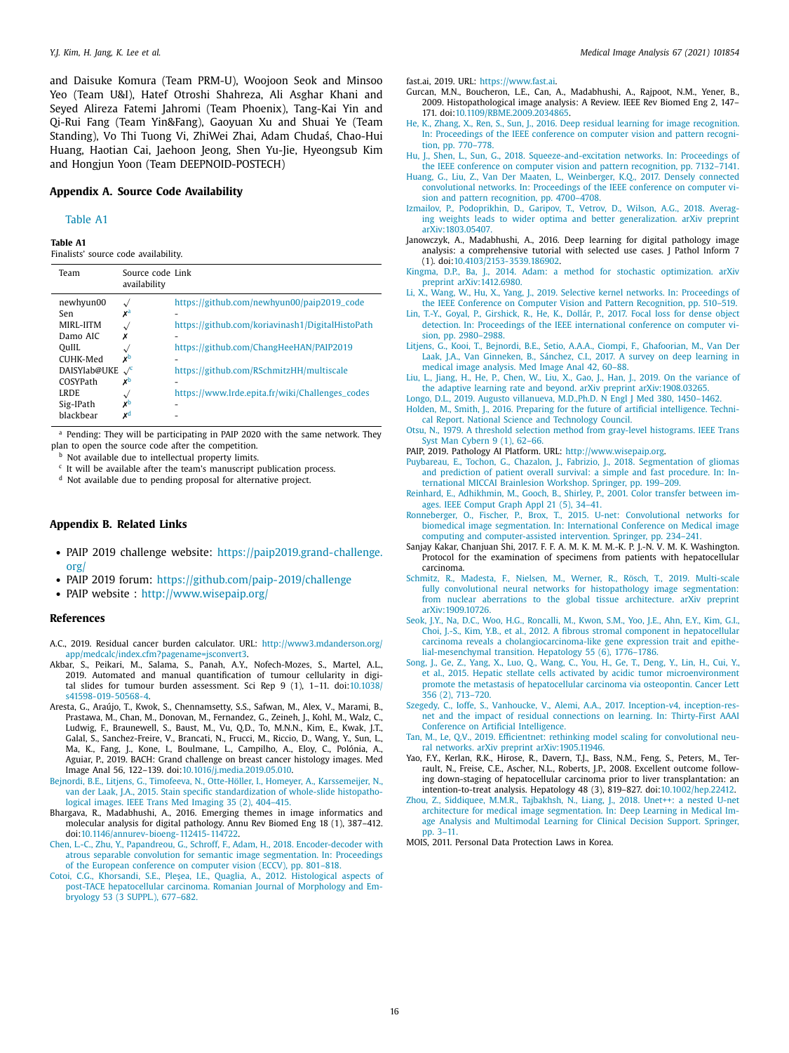and Daisuke Komura (Team PRM-U), Woojoon Seok and Minsoo Yeo (Team U&I), Hatef Otroshi Shahreza, Ali Asghar Khani and Seyed Alireza Fatemi Jahromi (Team Phoenix), Tang-Kai Yin and Qi-Rui Fang (Team Yin&Fang), Gaoyuan Xu and Shuai Ye (Team Standing), Vo Thi Tuong Vi, ZhiWei Zhai, Adam Chudaś, Chao-Hui Huang, Haotian Cai, Jaehoon Jeong, Shen Yu-Jie, Hyeongsub Kim and Hongjun Yoon (Team DEEPNOID-POSTECH)

## Appendix A. Source Code Availability

Table A1

**Table A1**
Finalists' source code availability.

| Team | Source code availability | Link |
|---|---|---|
| newhyun00 | ✓ | https://github.com/newhyun00/paip2019_code |
| Sen | ✗[a] | - |
| MIRL-IITM | ✓ | https://github.com/koriavinash1/DigitalHistoPath |
| Damo AIC | ✗ | - |
| QuIIL | ✓ | https://github.com/ChangHeeHAN/PAIP2019 |
| CUHK-Med | ✗[b] | - |
| DAISYlab@UKE | ✓[c] | https://github.com/RSchmitzHH/multiscale |
| COSYPath | ✗[b] | - |
| LRDE | ✓ | https://www.lrde.epita.fr/wiki/Challenges_codes |
| Sig-IPath | ✗[b] | - |
| blackbear | ✗[d] | - |

[a] Pending: They will be participating in PAIP 2020 with the same network. They plan to open the source code after the competition.
[b] Not available due to intellectual property limits.
[c] It will be available after the team's manuscript publication process.
[d] Not available due to pending proposal for alternative project.

## Appendix B. Related Links

- PAIP 2019 challenge website: https://paip2019.grand-challenge.org/
- PAIP 2019 forum: https://github.com/paip-2019/challenge
- PAIP website : http://www.wisepaip.org/

## References

A.C., 2019. Residual cancer burden calculator. URL: http://www3.mdanderson.org/app/medcalc/index.cfm?pagename=jsconvert3.

Akbar, S., Peikari, M., Salama, S., Panah, A.Y., Nofech-Mozes, S., Martel, A.L., 2019. Automated and manual quantification of tumour cellularity in digital slides for tumour burden assessment. Sci Rep 9 (1), 1–11. doi:10.1038/s41598-019-50568-4.

Aresta, G., Araújo, T., Kwok, S., Chennamsetty, S.S., Safwan, M., Alex, V., Marami, B., Prastawa, M., Chan, M., Donovan, M., Fernandez, G., Zeineh, J., Kohl, M., Walz, C., Ludwig, F., Braunewell, S., Baust, M., Vu, Q.D., To, M.N.N., Kim, E., Kwak, J.T., Galal, S., Sanchez-Freire, V., Brancati, N., Frucci, M., Riccio, D., Wang, Y., Sun, L., Ma, K., Fang, J., Kone, I., Boulmane, L., Campilho, A., Eloy, C., Polónia, A., Aguiar, P., 2019. BACH: Grand challenge on breast cancer histology images. Med Image Anal 56, 122–139. doi:10.1016/j.media.2019.05.010.

Bejnordi, B.E., Litjens, G., Timofeeva, N., Otte-Höller, I., Homeyer, A., Karssemeijer, N., van der Laak, J.A., 2015. Stain specific standardization of whole-slide histopathological images. IEEE Trans Med Imaging 35 (2), 404–415.

Bhargava, R., Madabhushi, A., 2016. Emerging themes in image informatics and molecular analysis for digital pathology. Annu Rev Biomed Eng 18 (1), 387–412. doi:10.1146/annurev-bioeng-112415-114722.

Chen, L.-C., Zhu, Y., Papandreou, G., Schroff, F., Adam, H., 2018. Encoder-decoder with atrous separable convolution for semantic image segmentation. In: Proceedings of the European conference on computer vision (ECCV), pp. 801–818.

Cotoi, C.G., Khorsandi, S.E., Pleşea, I.E., Quaglia, A., 2012. Histological aspects of post-TACE hepatocellular carcinoma. Romanian Journal of Morphology and Embryology 53 (3 SUPPL.), 677–682.

fast.ai, 2019. URL: https://www.fast.ai.

Gurcan, M.N., Boucheron, L.E., Can, A., Madabhushi, A., Rajpoot, N.M., Yener, B., 2009. Histopathological image analysis: A Review. IEEE Rev Biomed Eng 2, 147–171. doi:10.1109/RBME.2009.2034865.

He, K., Zhang, X., Ren, S., Sun, J., 2016. Deep residual learning for image recognition. In: Proceedings of the IEEE conference on computer vision and pattern recognition, pp. 770–778.

Hu, J., Shen, L., Sun, G., 2018. Squeeze-and-excitation networks. In: Proceedings of the IEEE conference on computer vision and pattern recognition, pp. 7132–7141.

Huang, G., Liu, Z., Van Der Maaten, L., Weinberger, K.Q., 2017. Densely connected convolutional networks. In: Proceedings of the IEEE conference on computer vision and pattern recognition, pp. 4700–4708.

Izmailov, P., Podoprikhin, D., Garipov, T., Vetrov, D., Wilson, A.G., 2018. Averaging weights leads to wider optima and better generalization. arXiv preprint arXiv:1803.05407.

Janowczyk, A., Madabhushi, A., 2016. Deep learning for digital pathology image analysis: a comprehensive tutorial with selected use cases. J Pathol Inform 7 (1). doi:10.4103/2153-3539.186902.

Kingma, D.P., Ba, J., 2014. Adam: a method for stochastic optimization. arXiv preprint arXiv:1412.6980.

Li, X., Wang, W., Hu, X., Yang, J., 2019. Selective kernel networks. In: Proceedings of the IEEE Conference on Computer Vision and Pattern Recognition, pp. 510–519.

Lin, T.-Y., Goyal, P., Girshick, R., He, K., Dollár, P., 2017. Focal loss for dense object detection. In: Proceedings of the IEEE international conference on computer vision, pp. 2980–2988.

Litjens, G., Kooi, T., Bejnordi, B.E., Setio, A.A.A., Ciompi, F., Ghafoorian, M., Van Der Laak, J.A., Van Ginneken, B., Sánchez, C.I., 2017. A survey on deep learning in medical image analysis. Med Image Anal 42, 60–88.

Liu, L., Jiang, H., He, P., Chen, W., Liu, X., Gao, J., Han, J., 2019. On the variance of the adaptive learning rate and beyond. arXiv preprint arXiv:1908.03265.

Longo, D.L., 2019. Augusto villanueva, M.D.,Ph.D. N Engl J Med 380, 1450–1462.

Holden, M., Smith, J., 2016. Preparing for the future of artificial intelligence. Technical Report. National Science and Technology Council.

Otsu, N., 1979. A threshold selection method from gray-level histograms. IEEE Trans Syst Man Cybern 9 (1), 62–66.

PAIP, 2019. Pathology AI Platform. URL: http://www.wisepaip.org.

Puybareau, E., Tochon, G., Chazalon, J., Fabrizio, J., 2018. Segmentation of gliomas and prediction of patient overall survival: a simple and fast procedure. In: International MICCAI Brainlesion Workshop. Springer, pp. 199–209.

Reinhard, E., Adhikhmin, M., Gooch, B., Shirley, P., 2001. Color transfer between images. IEEE Comput Graph Appl 21 (5), 34–41.

Ronneberger, O., Fischer, P., Brox, T., 2015. U-net: Convolutional networks for biomedical image segmentation. In: International Conference on Medical image computing and computer-assisted intervention. Springer, pp. 234–241.

Sanjay Kakar, Chanjuan Shi, 2017. F. F. A. M. K. M. M.-K. P. J.-N. V. M. K. Washington. Protocol for the examination of specimens from patients with hepatocellular carcinoma.

Schmitz, R., Madesta, F., Nielsen, M., Werner, R., Rösch, T., 2019. Multi-scale fully convolutional neural networks for histopathology image segmentation: from nuclear aberrations to the global tissue architecture. arXiv preprint arXiv:1909.10726.

Seok, J.Y., Na, D.C., Woo, H.G., Roncalli, M., Kwon, S.M., Yoo, J.E., Ahn, E.Y., Kim, G.I., Choi, J.-S., Kim, Y.B., et al., 2012. A fibrous stromal component in hepatocellular carcinoma reveals a cholangiocarcinoma-like gene expression trait and epithelial-mesenchymal transition. Hepatology 55 (6), 1776–1786.

Song, J., Ge, Z., Yang, X., Luo, Q., Wang, C., You, H., Ge, T., Deng, Y., Lin, H., Cui, Y., et al., 2015. Hepatic stellate cells activated by acidic tumor microenvironment promote the metastasis of hepatocellular carcinoma via osteopontin. Cancer Lett 356 (2), 713–720.

Szegedy, C., Ioffe, S., Vanhoucke, V., Alemi, A.A., 2017. Inception-v4, inception-resnet and the impact of residual connections on learning. In: Thirty-First AAAI Conference on Artificial Intelligence.

Tan, M., Le, Q.V., 2019. Efficientnet: rethinking model scaling for convolutional neural networks. arXiv preprint arXiv:1905.11946.

Yao, F.Y., Kerlan, R.K., Hirose, R., Davern, T.J., Bass, N.M., Feng, S., Peters, M., Terrault, N., Freise, C.E., Ascher, N.L., Roberts, J.P., 2008. Excellent outcome following down-staging of hepatocellular carcinoma prior to liver transplantation: an intention-to-treat analysis. Hepatology 48 (3), 819–827. doi:10.1002/hep.22412.

Zhou, Z., Siddiquee, M.M.R., Tajbakhsh, N., Liang, J., 2018. Unet++: a nested U-net architecture for medical image segmentation. In: Deep Learning in Medical Image Analysis and Multimodal Learning for Clinical Decision Support. Springer, pp. 3–11.

MOIS, 2011. Personal Data Protection Laws in Korea.